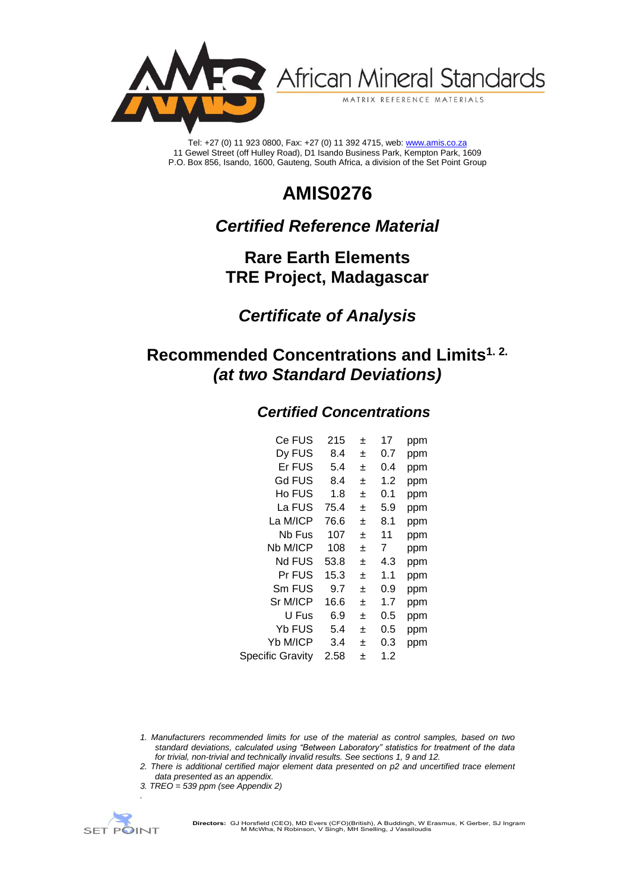African Mineral Standards

MATRIX REFERENCE MATERIALS

Tel: +27 (0) 11 923 0800, Fax: +27 (0) 11 392 4715, web: www.amis.co.za
11 Gewel Street (off Hulley Road), D1 Isando Business Park, Kempton Park, 1609
P.O. Box 856, Isando, 1600, Gauteng, South Africa, a division of the Set Point Group

# AMIS0276

## *Certified Reference Material*

## Rare Earth Elements
## TRE Project, Madagascar

## *Certificate of Analysis*

## Recommended Concentrations and Limits[1. 2.]
## *(at two Standard Deviations)*

### *Certified Concentrations*

| | | | | |
|---|---|---|---|---|
| Ce FUS | 215 | ± | 17 | ppm |
| Dy FUS | 8.4 | ± | 0.7 | ppm |
| Er FUS | 5.4 | ± | 0.4 | ppm |
| Gd FUS | 8.4 | ± | 1.2 | ppm |
| Ho FUS | 1.8 | ± | 0.1 | ppm |
| La FUS | 75.4 | ± | 5.9 | ppm |
| La M/ICP | 76.6 | ± | 8.1 | ppm |
| Nb Fus | 107 | ± | 11 | ppm |
| Nb M/ICP | 108 | ± | 7 | ppm |
| Nd FUS | 53.8 | ± | 4.3 | ppm |
| Pr FUS | 15.3 | ± | 1.1 | ppm |
| Sm FUS | 9.7 | ± | 0.9 | ppm |
| Sr M/ICP | 16.6 | ± | 1.7 | ppm |
| U Fus | 6.9 | ± | 0.5 | ppm |
| Yb FUS | 5.4 | ± | 0.5 | ppm |
| Yb M/ICP | 3.4 | ± | 0.3 | ppm |
| Specific Gravity | 2.58 | ± | 1.2 | |

1. *Manufacturers recommended limits for use of the material as control samples, based on two standard deviations, calculated using "Between Laboratory" statistics for treatment of the data for trivial, non-trivial and technically invalid results. See sections 1, 9 and 12.*
2. *There is additional certified major element data presented on p2 and uncertified trace element data presented as an appendix.*
3. *TREO = 539 ppm (see Appendix 2)*

**Directors:** GJ Horsfield (CEO), MD Evers (CFO)(British), A Buddingh, W Erasmus, K Gerber, SJ Ingram M McWha, N Robinson, V Singh, MH Snelling, J Vassiloudis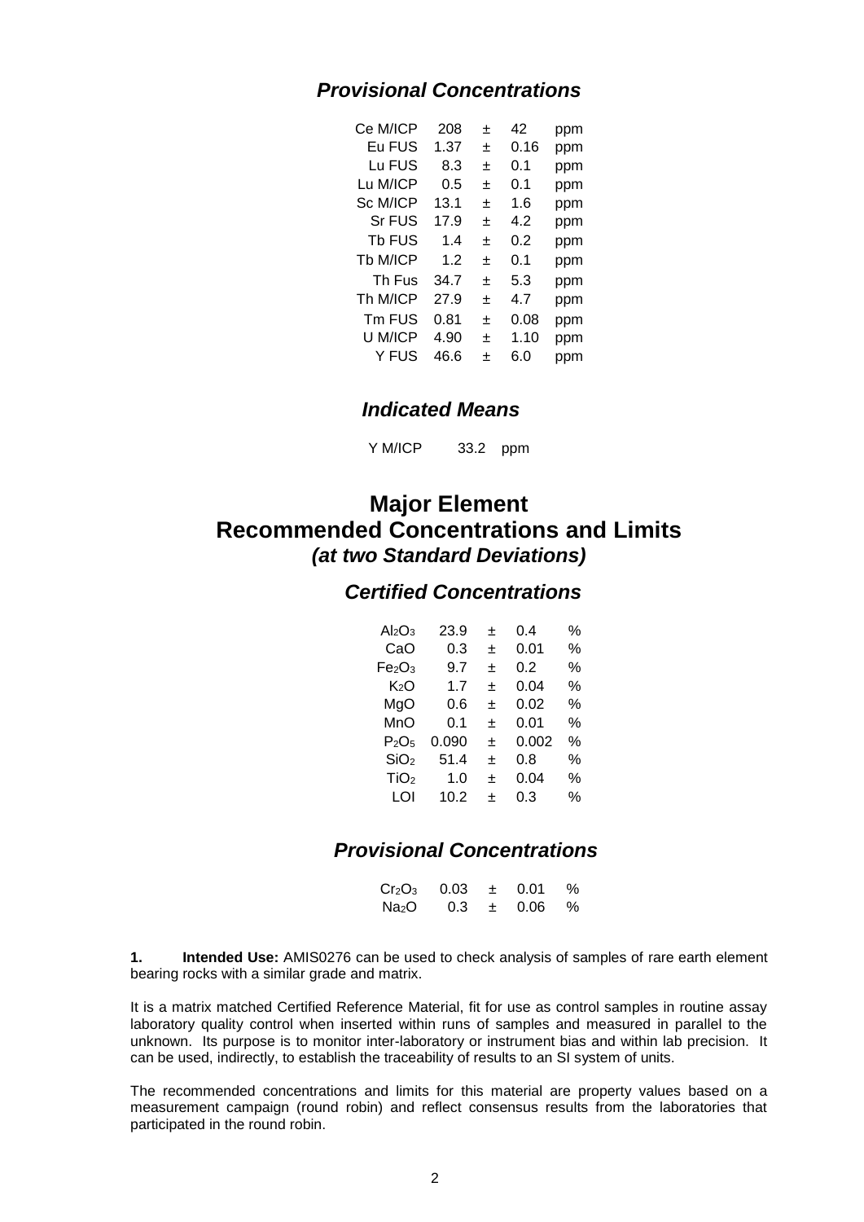### *Provisional Concentrations*

| | | | | |
|---|---|---|---|---|
| Ce M/ICP | 208 | ± | 42 | ppm |
| Eu FUS | 1.37 | ± | 0.16 | ppm |
| Lu FUS | 8.3 | ± | 0.1 | ppm |
| Lu M/ICP | 0.5 | ± | 0.1 | ppm |
| Sc M/ICP | 13.1 | ± | 1.6 | ppm |
| Sr FUS | 17.9 | ± | 4.2 | ppm |
| Tb FUS | 1.4 | ± | 0.2 | ppm |
| Tb M/ICP | 1.2 | ± | 0.1 | ppm |
| Th Fus | 34.7 | ± | 5.3 | ppm |
| Th M/ICP | 27.9 | ± | 4.7 | ppm |
| Tm FUS | 0.81 | ± | 0.08 | ppm |
| U M/ICP | 4.90 | ± | 1.10 | ppm |
| Y FUS | 46.6 | ± | 6.0 | ppm |

### *Indicated Means*

| | | |
|---|---|---|
| Y M/ICP | 33.2 | ppm |

## Major Element Recommended Concentrations and Limits *(at two Standard Deviations)*

### *Certified Concentrations*

| | | | | |
|---|---|---|---|---|
| $Al_2O_3$ | 23.9 | ± | 0.4 | % |
| CaO | 0.3 | ± | 0.01 | % |
| $Fe_2O_3$ | 9.7 | ± | 0.2 | % |
| $K_2O$ | 1.7 | ± | 0.04 | % |
| MgO | 0.6 | ± | 0.02 | % |
| MnO | 0.1 | ± | 0.01 | % |
| $P_2O_5$ | 0.090 | ± | 0.002 | % |
| $SiO_2$ | 51.4 | ± | 0.8 | % |
| $TiO_2$ | 1.0 | ± | 0.04 | % |
| LOI | 10.2 | ± | 0.3 | % |

### *Provisional Concentrations*

| | | | | |
|---|---|---|---|---|
| $Cr_2O_3$ | 0.03 | ± | 0.01 | % |
| $Na_2O$ | 0.3 | ± | 0.06 | % |

**1. Intended Use:** AMIS0276 can be used to check analysis of samples of rare earth element bearing rocks with a similar grade and matrix.

It is a matrix matched Certified Reference Material, fit for use as control samples in routine assay laboratory quality control when inserted within runs of samples and measured in parallel to the unknown. Its purpose is to monitor inter-laboratory or instrument bias and within lab precision. It can be used, indirectly, to establish the traceability of results to an SI system of units.

The recommended concentrations and limits for this material are property values based on a measurement campaign (round robin) and reflect consensus results from the laboratories that participated in the round robin.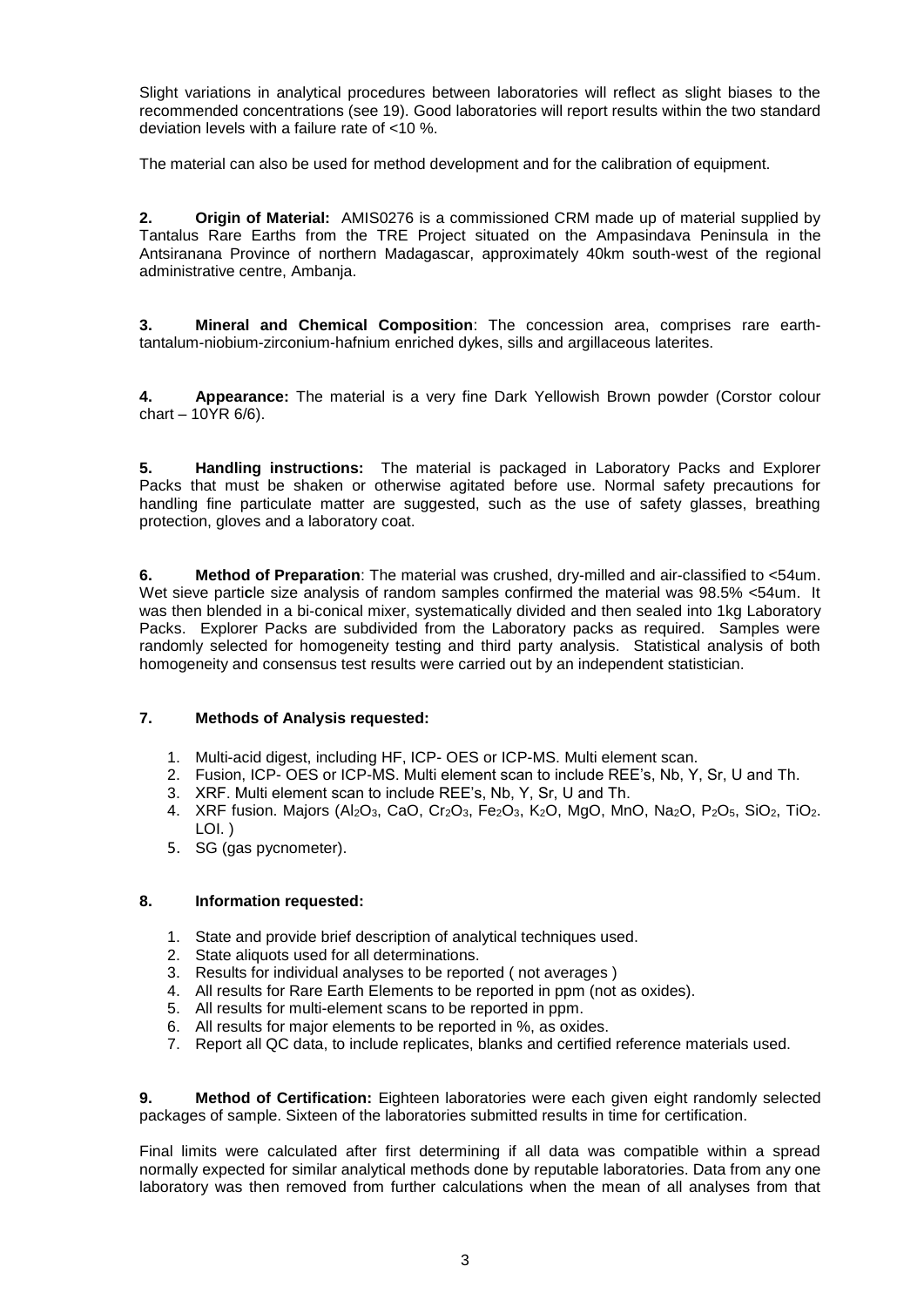Slight variations in analytical procedures between laboratories will reflect as slight biases to the recommended concentrations (see 19). Good laboratories will report results within the two standard deviation levels with a failure rate of <10 %.

The material can also be used for method development and for the calibration of equipment.

**2. Origin of Material:** AMIS0276 is a commissioned CRM made up of material supplied by Tantalus Rare Earths from the TRE Project situated on the Ampasindava Peninsula in the Antsiranana Province of northern Madagascar, approximately 40km south-west of the regional administrative centre, Ambanja.

**3. Mineral and Chemical Composition**: The concession area, comprises rare earth-tantalum-niobium-zirconium-hafnium enriched dykes, sills and argillaceous laterites.

**4. Appearance:** The material is a very fine Dark Yellowish Brown powder (Corstor colour chart – 10YR 6/6).

**5. Handling instructions:** The material is packaged in Laboratory Packs and Explorer Packs that must be shaken or otherwise agitated before use. Normal safety precautions for handling fine particulate matter are suggested, such as the use of safety glasses, breathing protection, gloves and a laboratory coat.

**6. Method of Preparation**: The material was crushed, dry-milled and air-classified to <54um. Wet sieve particle size analysis of random samples confirmed the material was 98.5% <54um. It was then blended in a bi-conical mixer, systematically divided and then sealed into 1kg Laboratory Packs. Explorer Packs are subdivided from the Laboratory packs as required. Samples were randomly selected for homogeneity testing and third party analysis. Statistical analysis of both homogeneity and consensus test results were carried out by an independent statistician.

**7. Methods of Analysis requested:**

1. Multi-acid digest, including HF, ICP- OES or ICP-MS. Multi element scan.
2. Fusion, ICP- OES or ICP-MS. Multi element scan to include REE's, Nb, Y, Sr, U and Th.
3. XRF. Multi element scan to include REE's, Nb, Y, Sr, U and Th.
4. XRF fusion. Majors ($Al_2O_3$, CaO, $Cr_2O_3$, $Fe_2O_3$, $K_2O$, MgO, MnO, $Na_2O$, $P_2O_5$, $SiO_2$, $TiO_2$. LOI. )
5. SG (gas pycnometer).

**8. Information requested:**

1. State and provide brief description of analytical techniques used.
2. State aliquots used for all determinations.
3. Results for individual analyses to be reported ( not averages )
4. All results for Rare Earth Elements to be reported in ppm (not as oxides).
5. All results for multi-element scans to be reported in ppm.
6. All results for major elements to be reported in %, as oxides.
7. Report all QC data, to include replicates, blanks and certified reference materials used.

**9. Method of Certification:** Eighteen laboratories were each given eight randomly selected packages of sample. Sixteen of the laboratories submitted results in time for certification.

Final limits were calculated after first determining if all data was compatible within a spread normally expected for similar analytical methods done by reputable laboratories. Data from any one laboratory was then removed from further calculations when the mean of all analyses from that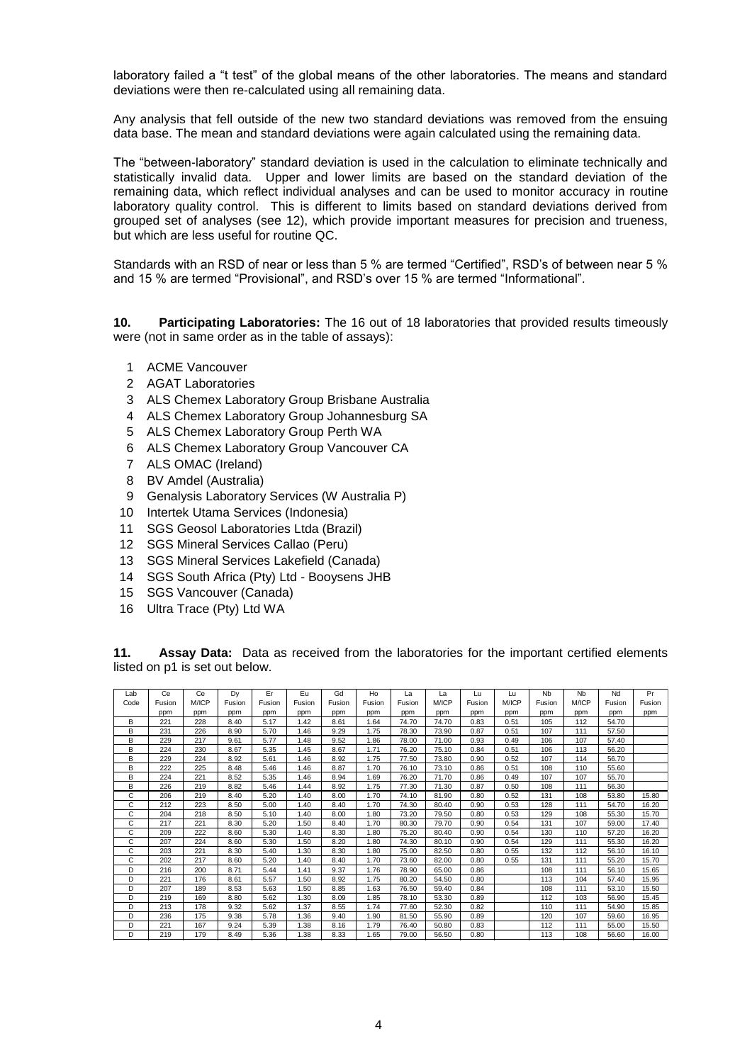laboratory failed a "t test" of the global means of the other laboratories. The means and standard deviations were then re-calculated using all remaining data.

Any analysis that fell outside of the new two standard deviations was removed from the ensuing data base. The mean and standard deviations were again calculated using the remaining data.

The "between-laboratory" standard deviation is used in the calculation to eliminate technically and statistically invalid data. Upper and lower limits are based on the standard deviation of the remaining data, which reflect individual analyses and can be used to monitor accuracy in routine laboratory quality control. This is different to limits based on standard deviations derived from grouped set of analyses (see 12), which provide important measures for precision and trueness, but which are less useful for routine QC.

Standards with an RSD of near or less than 5 % are termed "Certified", RSD's of between near 5 % and 15 % are termed "Provisional", and RSD's over 15 % are termed "Informational".

**10. Participating Laboratories:** The 16 out of 18 laboratories that provided results timeously were (not in same order as in the table of assays):

1. ACME Vancouver
2. AGAT Laboratories
3. ALS Chemex Laboratory Group Brisbane Australia
4. ALS Chemex Laboratory Group Johannesburg SA
5. ALS Chemex Laboratory Group Perth WA
6. ALS Chemex Laboratory Group Vancouver CA
7. ALS OMAC (Ireland)
8. BV Amdel (Australia)
9. Genalysis Laboratory Services (W Australia P)
10. Intertek Utama Services (Indonesia)
11. SGS Geosol Laboratories Ltda (Brazil)
12. SGS Mineral Services Callao (Peru)
13. SGS Mineral Services Lakefield (Canada)
14. SGS South Africa (Pty) Ltd - Booysens JHB
15. SGS Vancouver (Canada)
16. Ultra Trace (Pty) Ltd WA

**11. Assay Data:** Data as received from the laboratories for the important certified elements listed on p1 is set out below.

| Lab | Ce | Ce | Dy | Er | Eu | Gd | Ho | La | La | Lu | Lu | Nb | Nb | Nd | Pr |
|---|---|---|---|---|---|---|---|---|---|---|---|---|---|---|---|
| Code | Fusion | M/ICP | Fusion | Fusion | Fusion | Fusion | Fusion | Fusion | M/ICP | Fusion | M/ICP | Fusion | M/ICP | Fusion | Fusion |
| | ppm | ppm | ppm | ppm | ppm | ppm | ppm | ppm | ppm | ppm | ppm | ppm | ppm | ppm | ppm |
| B | 221 | 228 | 8.40 | 5.17 | 1.42 | 8.61 | 1.64 | 74.70 | 74.70 | 0.83 | 0.51 | 105 | 112 | 54.70 | |
| B | 231 | 226 | 8.90 | 5.70 | 1.46 | 9.29 | 1.75 | 78.30 | 73.90 | 0.87 | 0.51 | 107 | 111 | 57.50 | |
| B | 229 | 217 | 9.61 | 5.77 | 1.48 | 9.52 | 1.86 | 78.00 | 71.00 | 0.93 | 0.49 | 106 | 107 | 57.40 | |
| B | 224 | 230 | 8.67 | 5.35 | 1.45 | 8.67 | 1.71 | 76.20 | 75.10 | 0.84 | 0.51 | 106 | 113 | 56.20 | |
| B | 229 | 224 | 8.92 | 5.61 | 1.46 | 8.92 | 1.75 | 77.50 | 73.80 | 0.90 | 0.52 | 107 | 114 | 56.70 | |
| B | 222 | 225 | 8.48 | 5.46 | 1.46 | 8.87 | 1.70 | 76.10 | 73.10 | 0.86 | 0.51 | 108 | 110 | 55.60 | |
| B | 224 | 221 | 8.52 | 5.35 | 1.46 | 8.94 | 1.69 | 76.20 | 71.70 | 0.86 | 0.49 | 107 | 107 | 55.70 | |
| B | 226 | 219 | 8.82 | 5.46 | 1.44 | 8.92 | 1.75 | 77.30 | 71.30 | 0.87 | 0.50 | 108 | 111 | 56.30 | |
| C | 206 | 219 | 8.40 | 5.20 | 1.40 | 8.00 | 1.70 | 74.10 | 81.90 | 0.80 | 0.52 | 131 | 108 | 53.80 | 15.80 |
| C | 212 | 223 | 8.50 | 5.00 | 1.40 | 8.40 | 1.70 | 74.30 | 80.40 | 0.90 | 0.53 | 128 | 111 | 54.70 | 16.20 |
| C | 204 | 218 | 8.50 | 5.10 | 1.40 | 8.00 | 1.80 | 73.20 | 79.50 | 0.80 | 0.53 | 129 | 108 | 55.30 | 15.70 |
| C | 217 | 221 | 8.30 | 5.20 | 1.50 | 8.40 | 1.70 | 80.30 | 79.70 | 0.90 | 0.54 | 131 | 107 | 59.00 | 17.40 |
| C | 209 | 222 | 8.60 | 5.30 | 1.40 | 8.30 | 1.80 | 75.20 | 80.40 | 0.90 | 0.54 | 130 | 110 | 57.20 | 16.20 |
| C | 207 | 224 | 8.60 | 5.30 | 1.50 | 8.20 | 1.80 | 74.30 | 80.10 | 0.90 | 0.54 | 129 | 111 | 55.30 | 16.20 |
| C | 203 | 221 | 8.30 | 5.40 | 1.30 | 8.30 | 1.80 | 75.00 | 82.50 | 0.80 | 0.55 | 132 | 112 | 56.10 | 16.10 |
| C | 202 | 217 | 8.60 | 5.20 | 1.40 | 8.40 | 1.70 | 73.60 | 82.00 | 0.80 | 0.55 | 131 | 111 | 55.20 | 15.70 |
| D | 216 | 200 | 8.71 | 5.44 | 1.41 | 9.37 | 1.76 | 78.90 | 65.00 | 0.86 | | 108 | 111 | 56.10 | 15.65 |
| D | 221 | 176 | 8.61 | 5.57 | 1.50 | 8.92 | 1.75 | 80.20 | 54.50 | 0.80 | | 113 | 104 | 57.40 | 15.95 |
| D | 207 | 189 | 8.53 | 5.63 | 1.50 | 8.85 | 1.63 | 76.50 | 59.40 | 0.84 | | 108 | 111 | 53.10 | 15.50 |
| D | 219 | 169 | 8.80 | 5.62 | 1.30 | 8.09 | 1.85 | 78.10 | 53.30 | 0.89 | | 112 | 103 | 56.90 | 15.45 |
| D | 213 | 178 | 9.32 | 5.62 | 1.37 | 8.55 | 1.74 | 77.60 | 52.30 | 0.82 | | 110 | 111 | 54.90 | 15.85 |
| D | 236 | 175 | 9.38 | 5.78 | 1.36 | 9.40 | 1.90 | 81.50 | 55.90 | 0.89 | | 120 | 107 | 59.60 | 16.95 |
| D | 221 | 167 | 9.24 | 5.39 | 1.38 | 8.16 | 1.79 | 76.40 | 50.80 | 0.83 | | 112 | 111 | 55.00 | 15.50 |
| D | 219 | 179 | 8.49 | 5.36 | 1.38 | 8.33 | 1.65 | 79.00 | 56.50 | 0.80 | | 113 | 108 | 56.60 | 16.00 |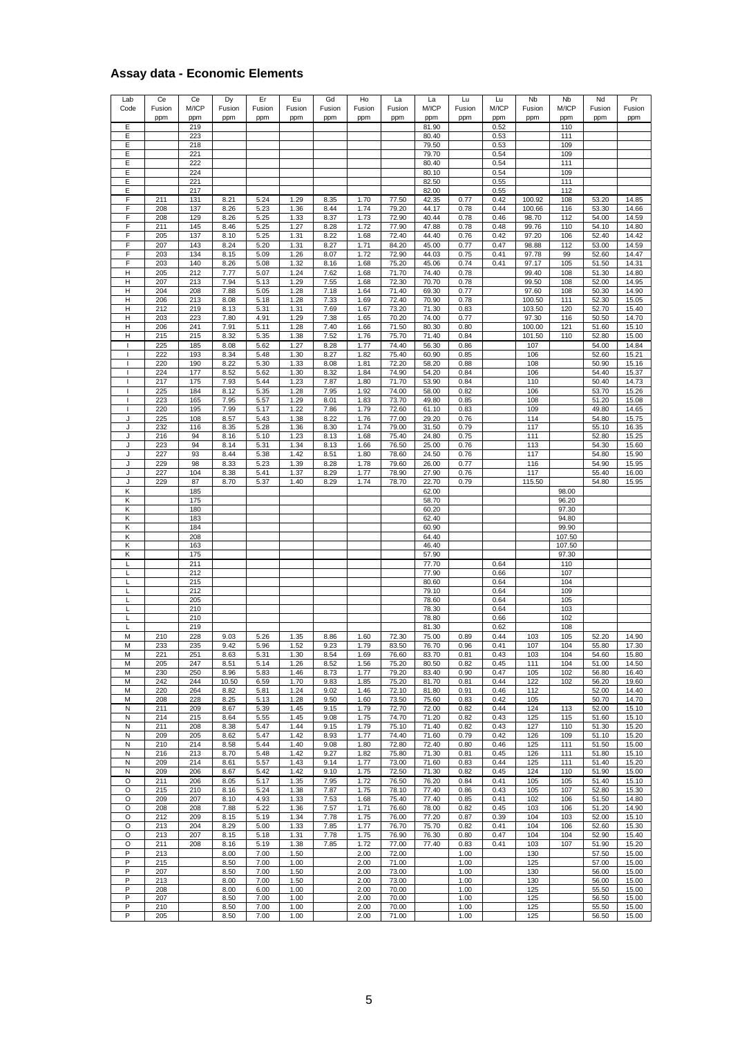## Assay data - Economic Elements

| Lab Code | Ce Fusion ppm | Ce M/ICP ppm | Dy Fusion ppm | Er Fusion ppm | Eu Fusion ppm | Gd Fusion ppm | Ho Fusion ppm | La Fusion ppm | La M/ICP ppm | Lu Fusion ppm | Lu M/ICP ppm | Nb Fusion ppm | Nb M/ICP ppm | Nd Fusion ppm | Pr Fusion ppm |
|---|---|---|---|---|---|---|---|---|---|---|---|---|---|---|---|
| E | | 219 | | | | | | | 81.90 | | 0.52 | | 110 | | |
| E | | 223 | | | | | | | 80.40 | | 0.53 | | 111 | | |
| E | | 218 | | | | | | | 79.50 | | 0.53 | | 109 | | |
| E | | 221 | | | | | | | 79.70 | | 0.54 | | 109 | | |
| E | | 222 | | | | | | | 80.40 | | 0.54 | | 111 | | |
| E | | 224 | | | | | | | 80.10 | | 0.54 | | 109 | | |
| E | | 221 | | | | | | | 82.50 | | 0.55 | | 111 | | |
| E | | 217 | | | | | | | 82.00 | | 0.55 | | 112 | | |
| F | 211 | 131 | 8.21 | 5.24 | 1.29 | 8.35 | 1.70 | 77.50 | 42.35 | 0.77 | 0.42 | 100.92 | 108 | 53.20 | 14.85 |
| F | 208 | 137 | 8.26 | 5.23 | 1.36 | 8.44 | 1.74 | 79.20 | 44.17 | 0.78 | 0.44 | 100.66 | 116 | 53.30 | 14.66 |
| F | 208 | 129 | 8.26 | 5.25 | 1.33 | 8.37 | 1.73 | 72.90 | 40.44 | 0.78 | 0.46 | 98.70 | 112 | 54.00 | 14.59 |
| F | 211 | 145 | 8.46 | 5.25 | 1.27 | 8.28 | 1.72 | 77.90 | 47.88 | 0.78 | 0.48 | 99.76 | 110 | 54.10 | 14.80 |
| F | 205 | 137 | 8.10 | 5.25 | 1.31 | 8.22 | 1.68 | 72.40 | 44.40 | 0.76 | 0.42 | 97.20 | 106 | 52.40 | 14.42 |
| F | 207 | 143 | 8.24 | 5.20 | 1.31 | 8.27 | 1.71 | 84.20 | 45.00 | 0.77 | 0.47 | 98.88 | 112 | 53.00 | 14.59 |
| F | 203 | 134 | 8.15 | 5.09 | 1.26 | 8.07 | 1.72 | 72.90 | 44.03 | 0.75 | 0.41 | 97.78 | 99 | 52.60 | 14.47 |
| F | 203 | 140 | 8.26 | 5.08 | 1.32 | 8.16 | 1.68 | 75.20 | 45.06 | 0.74 | 0.41 | 97.17 | 105 | 51.50 | 14.31 |
| H | 205 | 212 | 7.77 | 5.07 | 1.24 | 7.62 | 1.68 | 71.70 | 74.40 | 0.78 | | 99.40 | 108 | 51.30 | 14.80 |
| H | 207 | 213 | 7.94 | 5.13 | 1.29 | 7.55 | 1.68 | 72.30 | 70.70 | 0.78 | | 99.50 | 108 | 52.00 | 14.95 |
| H | 204 | 208 | 7.88 | 5.05 | 1.28 | 7.18 | 1.64 | 71.40 | 69.30 | 0.77 | | 97.60 | 108 | 50.30 | 14.90 |
| H | 206 | 213 | 8.08 | 5.18 | 1.28 | 7.33 | 1.69 | 72.40 | 70.90 | 0.78 | | 100.50 | 111 | 52.30 | 15.05 |
| H | 212 | 219 | 8.13 | 5.31 | 1.31 | 7.69 | 1.67 | 73.20 | 71.30 | 0.83 | | 103.50 | 120 | 52.70 | 15.40 |
| H | 203 | 223 | 7.80 | 4.91 | 1.29 | 7.38 | 1.65 | 70.20 | 74.00 | 0.77 | | 97.30 | 116 | 50.50 | 14.70 |
| H | 206 | 241 | 7.91 | 5.11 | 1.28 | 7.40 | 1.66 | 71.50 | 80.30 | 0.80 | | 100.00 | 121 | 51.60 | 15.10 |
| H | 215 | 215 | 8.32 | 5.35 | 1.38 | 7.52 | 1.76 | 75.70 | 71.40 | 0.84 | | 101.50 | 110 | 52.80 | 15.00 |
| I | 225 | 185 | 8.08 | 5.62 | 1.27 | 8.28 | 1.77 | 74.40 | 56.30 | 0.86 | | 107 | | 54.00 | 14.84 |
| I | 222 | 193 | 8.34 | 5.48 | 1.30 | 8.27 | 1.82 | 75.40 | 60.90 | 0.85 | | 106 | | 52.60 | 15.21 |
| I | 220 | 190 | 8.22 | 5.30 | 1.33 | 8.08 | 1.81 | 72.20 | 58.20 | 0.88 | | 108 | | 50.90 | 15.16 |
| I | 224 | 177 | 8.52 | 5.62 | 1.30 | 8.32 | 1.84 | 74.90 | 54.20 | 0.84 | | 106 | | 54.40 | 15.37 |
| I | 217 | 175 | 7.93 | 5.44 | 1.23 | 7.87 | 1.80 | 71.70 | 53.90 | 0.84 | | 110 | | 50.40 | 14.73 |
| I | 225 | 184 | 8.12 | 5.35 | 1.28 | 7.95 | 1.92 | 74.00 | 58.00 | 0.82 | | 106 | | 53.70 | 15.26 |
| I | 223 | 165 | 7.95 | 5.57 | 1.29 | 8.01 | 1.83 | 73.70 | 49.80 | 0.85 | | 108 | | 51.20 | 15.08 |
| I | 220 | 195 | 7.99 | 5.17 | 1.22 | 7.86 | 1.79 | 72.60 | 61.10 | 0.83 | | 109 | | 49.80 | 14.65 |
| J | 225 | 108 | 8.57 | 5.43 | 1.38 | 8.22 | 1.76 | 77.00 | 29.20 | 0.76 | | 114 | | 54.80 | 15.75 |
| J | 232 | 116 | 8.35 | 5.28 | 1.36 | 8.30 | 1.74 | 79.00 | 31.50 | 0.79 | | 117 | | 55.10 | 16.35 |
| J | 216 | 94 | 8.16 | 5.10 | 1.23 | 8.13 | 1.68 | 75.40 | 24.80 | 0.75 | | 111 | | 52.80 | 15.25 |
| J | 223 | 94 | 8.14 | 5.31 | 1.34 | 8.13 | 1.66 | 76.50 | 25.00 | 0.76 | | 113 | | 54.30 | 15.60 |
| J | 227 | 93 | 8.44 | 5.38 | 1.42 | 8.51 | 1.80 | 78.60 | 24.50 | 0.76 | | 117 | | 54.80 | 15.90 |
| J | 229 | 98 | 8.33 | 5.23 | 1.39 | 8.28 | 1.78 | 79.60 | 26.00 | 0.77 | | 116 | | 54.90 | 15.95 |
| J | 227 | 104 | 8.38 | 5.41 | 1.37 | 8.29 | 1.77 | 78.90 | 27.90 | 0.76 | | 117 | | 55.40 | 16.00 |
| J | 229 | 87 | 8.70 | 5.37 | 1.40 | 8.29 | 1.74 | 78.70 | 22.70 | 0.79 | | 115.50 | | 54.80 | 15.95 |
| K | | 185 | | | | | | | 62.00 | | | | 98.00 | | |
| K | | 175 | | | | | | | 58.70 | | | | 96.20 | | |
| K | | 180 | | | | | | | 60.20 | | | | 97.30 | | |
| K | | 183 | | | | | | | 62.40 | | | | 94.80 | | |
| K | | 184 | | | | | | | 60.90 | | | | 99.90 | | |
| K | | 208 | | | | | | | 64.40 | | | | 107.50 | | |
| K | | 163 | | | | | | | 46.40 | | | | 107.50 | | |
| K | | 175 | | | | | | | 57.90 | | | | 97.30 | | |
| L | | 211 | | | | | | | 77.70 | | 0.64 | | 110 | | |
| L | | 212 | | | | | | | 77.90 | | 0.66 | | 107 | | |
| L | | 215 | | | | | | | 80.60 | | 0.64 | | 104 | | |
| L | | 212 | | | | | | | 79.10 | | 0.64 | | 109 | | |
| L | | 205 | | | | | | | 78.60 | | 0.64 | | 105 | | |
| L | | 210 | | | | | | | 78.30 | | 0.64 | | 103 | | |
| L | | 210 | | | | | | | 78.80 | | 0.66 | | 102 | | |
| L | | 219 | | | | | | | 81.30 | | 0.62 | | 108 | | |
| M | 210 | 228 | 9.03 | 5.26 | 1.35 | 8.86 | 1.60 | 72.30 | 75.00 | 0.89 | 0.44 | 103 | 105 | 52.20 | 14.90 |
| M | 233 | 235 | 9.42 | 5.96 | 1.52 | 9.23 | 1.79 | 83.50 | 76.70 | 0.96 | 0.41 | 107 | 104 | 55.80 | 17.30 |
| M | 221 | 251 | 8.63 | 5.31 | 1.30 | 8.54 | 1.69 | 76.60 | 83.70 | 0.81 | 0.43 | 103 | 104 | 54.60 | 15.80 |
| M | 205 | 247 | 8.51 | 5.14 | 1.26 | 8.52 | 1.56 | 75.20 | 80.50 | 0.82 | 0.45 | 111 | 104 | 51.00 | 14.50 |
| M | 230 | 250 | 8.96 | 5.83 | 1.46 | 8.73 | 1.77 | 79.20 | 83.40 | 0.90 | 0.47 | 105 | 102 | 56.80 | 16.40 |
| M | 242 | 244 | 10.50 | 6.59 | 1.70 | 9.83 | 1.85 | 75.20 | 81.70 | 0.81 | 0.44 | 122 | 102 | 56.20 | 19.60 |
| M | 220 | 264 | 8.82 | 5.81 | 1.24 | 9.02 | 1.46 | 72.10 | 81.80 | 0.91 | 0.46 | 112 | | 52.00 | 14.40 |
| M | 208 | 228 | 8.25 | 5.13 | 1.28 | 9.50 | 1.60 | 73.50 | 75.60 | 0.83 | 0.42 | 105 | | 50.70 | 14.70 |
| N | 211 | 209 | 8.67 | 5.39 | 1.45 | 9.15 | 1.79 | 72.70 | 72.00 | 0.82 | 0.44 | 124 | 113 | 52.00 | 15.10 |
| N | 214 | 215 | 8.64 | 5.55 | 1.45 | 9.08 | 1.75 | 74.70 | 71.20 | 0.82 | 0.43 | 125 | 115 | 51.60 | 15.10 |
| N | 211 | 208 | 8.38 | 5.47 | 1.44 | 9.15 | 1.79 | 75.10 | 71.40 | 0.82 | 0.43 | 127 | 110 | 51.30 | 15.20 |
| N | 209 | 205 | 8.62 | 5.47 | 1.42 | 8.93 | 1.77 | 74.40 | 71.60 | 0.79 | 0.42 | 126 | 109 | 51.10 | 15.20 |
| N | 210 | 214 | 8.58 | 5.44 | 1.40 | 9.08 | 1.80 | 72.80 | 72.40 | 0.80 | 0.46 | 125 | 111 | 51.50 | 15.00 |
| N | 216 | 213 | 8.70 | 5.48 | 1.42 | 9.27 | 1.82 | 75.80 | 71.30 | 0.81 | 0.45 | 126 | 111 | 51.80 | 15.10 |
| N | 209 | 214 | 8.61 | 5.57 | 1.43 | 9.14 | 1.77 | 73.00 | 71.60 | 0.83 | 0.44 | 125 | 111 | 51.40 | 15.20 |
| N | 209 | 206 | 8.67 | 5.42 | 1.42 | 9.10 | 1.75 | 72.50 | 71.30 | 0.82 | 0.45 | 124 | 110 | 51.90 | 15.00 |
| O | 211 | 206 | 8.05 | 5.17 | 1.35 | 7.95 | 1.72 | 76.50 | 76.20 | 0.84 | 0.41 | 105 | 105 | 51.40 | 15.10 |
| O | 215 | 210 | 8.16 | 5.24 | 1.38 | 7.87 | 1.75 | 78.10 | 77.40 | 0.86 | 0.43 | 105 | 107 | 52.80 | 15.30 |
| O | 209 | 207 | 8.10 | 4.93 | 1.33 | 7.53 | 1.68 | 75.40 | 77.40 | 0.85 | 0.41 | 102 | 106 | 51.50 | 14.80 |
| O | 208 | 208 | 7.88 | 5.22 | 1.36 | 7.57 | 1.71 | 76.60 | 78.00 | 0.82 | 0.45 | 103 | 106 | 51.20 | 14.90 |
| O | 212 | 209 | 8.15 | 5.19 | 1.34 | 7.78 | 1.75 | 76.00 | 77.20 | 0.87 | 0.39 | 104 | 103 | 52.00 | 15.10 |
| O | 213 | 204 | 8.29 | 5.00 | 1.33 | 7.85 | 1.77 | 76.70 | 75.70 | 0.82 | 0.41 | 104 | 106 | 52.60 | 15.30 |
| O | 213 | 207 | 8.15 | 5.18 | 1.31 | 7.78 | 1.75 | 76.90 | 76.30 | 0.80 | 0.47 | 104 | 104 | 52.90 | 15.40 |
| O | 211 | 208 | 8.16 | 5.19 | 1.38 | 7.85 | 1.72 | 77.00 | 77.40 | 0.83 | 0.41 | 103 | 107 | 51.90 | 15.20 |
| P | 213 | | 8.00 | 7.00 | 1.50 | | 2.00 | 72.00 | | 1.00 | | 130 | | 57.50 | 15.00 |
| P | 215 | | 8.50 | 7.00 | 1.00 | | 2.00 | 71.00 | | 1.00 | | 125 | | 57.00 | 15.00 |
| P | 207 | | 8.50 | 7.00 | 1.50 | | 2.00 | 73.00 | | 1.00 | | 130 | | 56.00 | 15.00 |
| P | 213 | | 8.00 | 7.00 | 1.50 | | 2.00 | 73.00 | | 1.00 | | 130 | | 56.00 | 15.00 |
| P | 208 | | 8.00 | 6.00 | 1.00 | | 2.00 | 70.00 | | 1.00 | | 125 | | 55.50 | 15.00 |
| P | 207 | | 8.50 | 7.00 | 1.00 | | 2.00 | 70.00 | | 1.00 | | 125 | | 56.50 | 15.00 |
| P | 210 | | 8.50 | 7.00 | 1.00 | | 2.00 | 70.00 | | 1.00 | | 125 | | 55.50 | 15.00 |
| P | 205 | | 8.50 | 7.00 | 1.00 | | 2.00 | 71.00 | | 1.00 | | 125 | | 56.50 | 15.00 |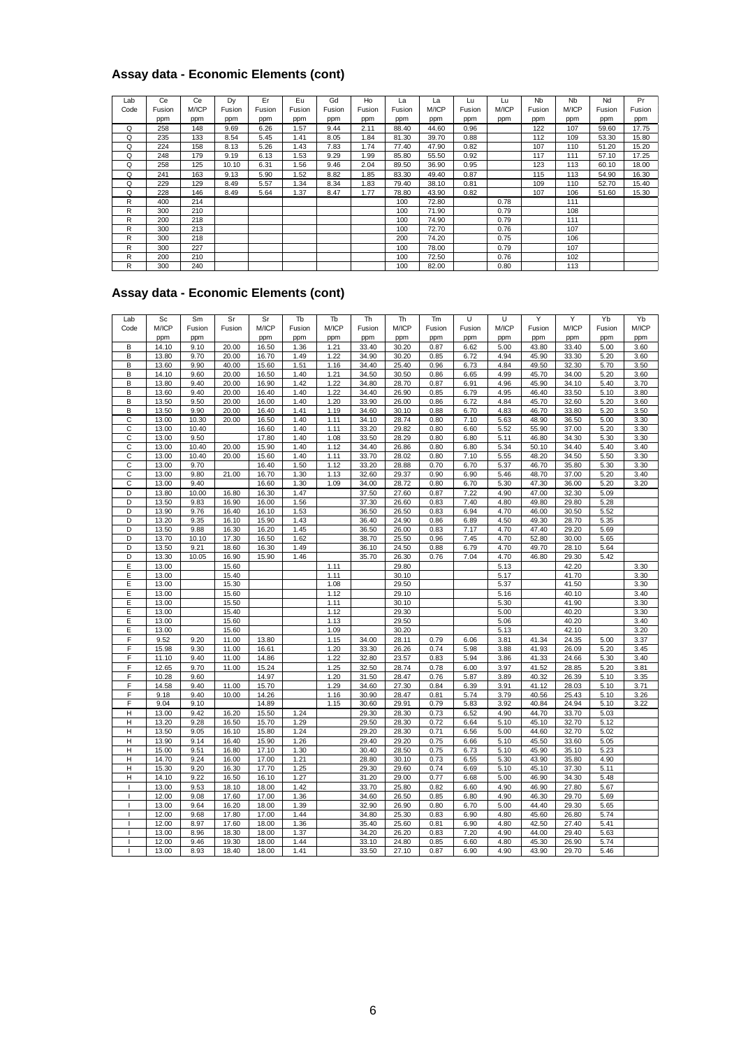## Assay data - Economic Elements (cont)

| Lab Code | Ce Fusion ppm | Ce M/ICP ppm | Dy Fusion ppm | Er Fusion ppm | Eu Fusion ppm | Gd Fusion ppm | Ho Fusion ppm | La Fusion ppm | La M/ICP ppm | Lu Fusion ppm | Lu M/ICP ppm | Nb Fusion ppm | Nb M/ICP ppm | Nd Fusion ppm | Pr Fusion ppm |
|---|---|---|---|---|---|---|---|---|---|---|---|---|---|---|---|
| Q | 258 | 148 | 9.69 | 6.26 | 1.57 | 9.44 | 2.11 | 88.40 | 44.60 | 0.96 | | 122 | 107 | 59.60 | 17.75 |
| Q | 235 | 133 | 8.54 | 5.45 | 1.41 | 8.05 | 1.84 | 81.30 | 39.70 | 0.88 | | 112 | 109 | 53.30 | 15.80 |
| Q | 224 | 158 | 8.13 | 5.26 | 1.43 | 7.83 | 1.74 | 77.40 | 47.90 | 0.82 | | 107 | 110 | 51.20 | 15.20 |
| Q | 248 | 179 | 9.19 | 6.13 | 1.53 | 9.29 | 1.99 | 85.80 | 55.50 | 0.92 | | 117 | 111 | 57.10 | 17.25 |
| Q | 258 | 125 | 10.10 | 6.31 | 1.56 | 9.46 | 2.04 | 89.50 | 36.90 | 0.95 | | 123 | 113 | 60.10 | 18.00 |
| Q | 241 | 163 | 9.13 | 5.90 | 1.52 | 8.82 | 1.85 | 83.30 | 49.40 | 0.87 | | 115 | 113 | 54.90 | 16.30 |
| Q | 229 | 129 | 8.49 | 5.57 | 1.34 | 8.34 | 1.83 | 79.40 | 38.10 | 0.81 | | 109 | 110 | 52.70 | 15.40 |
| Q | 228 | 146 | 8.49 | 5.64 | 1.37 | 8.47 | 1.77 | 78.80 | 43.90 | 0.82 | | 107 | 106 | 51.60 | 15.30 |
| R | 400 | 214 | | | | | | 100 | 72.80 | | 0.78 | | 111 | | |
| R | 300 | 210 | | | | | | 100 | 71.90 | | 0.79 | | 108 | | |
| R | 200 | 218 | | | | | | 100 | 74.90 | | 0.79 | | 111 | | |
| R | 300 | 213 | | | | | | 100 | 72.70 | | 0.76 | | 107 | | |
| R | 300 | 218 | | | | | | 200 | 74.20 | | 0.75 | | 106 | | |
| R | 300 | 227 | | | | | | 100 | 78.00 | | 0.79 | | 107 | | |
| R | 200 | 210 | | | | | | 100 | 72.50 | | 0.76 | | 102 | | |
| R | 300 | 240 | | | | | | 100 | 82.00 | | 0.80 | | 113 | | |

## Assay data - Economic Elements (cont)

| Lab Code | Sc M/ICP ppm | Sm Fusion ppm | Sr Fusion | Sr M/ICP ppm | Tb Fusion ppm | Tb M/ICP ppm | Th Fusion ppm | Th M/ICP ppm | Tm Fusion ppm | U Fusion ppm | U M/ICP ppm | Y Fusion ppm | Y M/ICP ppm | Yb Fusion ppm | Yb M/ICP ppm |
|---|---|---|---|---|---|---|---|---|---|---|---|---|---|---|---|
| B | 14.10 | 9.10 | 20.00 | 16.50 | 1.36 | 1.21 | 33.40 | 30.20 | 0.87 | 6.62 | 5.00 | 43.80 | 33.40 | 5.00 | 3.60 |
| B | 13.80 | 9.70 | 20.00 | 16.70 | 1.49 | 1.22 | 34.90 | 30.20 | 0.85 | 6.72 | 4.94 | 45.90 | 33.30 | 5.20 | 3.60 |
| B | 13.60 | 9.90 | 40.00 | 15.60 | 1.51 | 1.16 | 34.40 | 25.40 | 0.96 | 6.73 | 4.84 | 49.50 | 32.30 | 5.70 | 3.50 |
| B | 14.10 | 9.60 | 20.00 | 16.50 | 1.40 | 1.21 | 34.50 | 30.50 | 0.86 | 6.65 | 4.99 | 45.70 | 34.00 | 5.20 | 3.60 |
| B | 13.80 | 9.40 | 20.00 | 16.90 | 1.42 | 1.22 | 34.80 | 28.70 | 0.87 | 6.91 | 4.96 | 45.90 | 34.10 | 5.40 | 3.70 |
| B | 13.60 | 9.40 | 20.00 | 16.40 | 1.40 | 1.22 | 34.40 | 26.90 | 0.85 | 6.79 | 4.95 | 46.40 | 33.50 | 5.10 | 3.80 |
| B | 13.50 | 9.50 | 20.00 | 16.00 | 1.40 | 1.20 | 33.90 | 26.00 | 0.86 | 6.72 | 4.84 | 45.70 | 32.60 | 5.20 | 3.60 |
| B | 13.50 | 9.90 | 20.00 | 16.40 | 1.41 | 1.19 | 34.60 | 30.10 | 0.88 | 6.70 | 4.83 | 46.70 | 33.80 | 5.20 | 3.50 |
| C | 13.00 | 10.30 | 20.00 | 16.50 | 1.40 | 1.11 | 34.10 | 28.74 | 0.80 | 7.10 | 5.63 | 48.90 | 36.50 | 5.00 | 3.30 |
| C | 13.00 | 10.40 | | 16.60 | 1.40 | 1.11 | 33.20 | 29.82 | 0.80 | 6.60 | 5.52 | 55.90 | 37.00 | 5.20 | 3.30 |
| C | 13.00 | 9.50 | | 17.80 | 1.40 | 1.08 | 33.50 | 28.29 | 0.80 | 6.80 | 5.11 | 46.80 | 34.30 | 5.30 | 3.30 |
| C | 13.00 | 10.40 | 20.00 | 15.90 | 1.40 | 1.12 | 34.40 | 26.86 | 0.80 | 6.80 | 5.34 | 50.10 | 34.40 | 5.40 | 3.40 |
| C | 13.00 | 10.40 | 20.00 | 15.60 | 1.40 | 1.11 | 33.70 | 28.02 | 0.80 | 7.10 | 5.55 | 48.20 | 34.50 | 5.50 | 3.30 |
| C | 13.00 | 9.70 | | 16.40 | 1.50 | 1.12 | 33.20 | 28.88 | 0.70 | 6.70 | 5.37 | 46.70 | 35.80 | 5.30 | 3.30 |
| C | 13.00 | 9.80 | 21.00 | 16.70 | 1.30 | 1.13 | 32.60 | 29.37 | 0.90 | 6.90 | 5.46 | 48.70 | 37.00 | 5.20 | 3.40 |
| C | 13.00 | 9.40 | | 16.60 | 1.30 | 1.09 | 34.00 | 28.72 | 0.80 | 6.70 | 5.30 | 47.30 | 36.00 | 5.20 | 3.20 |
| D | 13.80 | 10.00 | 16.80 | 16.30 | 1.47 | | 37.50 | 27.60 | 0.87 | 7.22 | 4.90 | 47.00 | 32.30 | 5.09 | |
| D | 13.50 | 9.83 | 16.90 | 16.00 | 1.56 | | 37.30 | 26.60 | 0.83 | 7.40 | 4.80 | 49.80 | 29.80 | 5.28 | |
| D | 13.90 | 9.76 | 16.40 | 16.10 | 1.53 | | 36.50 | 26.50 | 0.83 | 6.94 | 4.70 | 46.00 | 30.50 | 5.52 | |
| D | 13.20 | 9.35 | 16.10 | 15.90 | 1.43 | | 36.40 | 24.90 | 0.86 | 6.89 | 4.50 | 49.30 | 28.70 | 5.35 | |
| D | 13.50 | 9.88 | 16.30 | 16.20 | 1.45 | | 36.50 | 26.00 | 0.83 | 7.17 | 4.70 | 47.40 | 29.20 | 5.69 | |
| D | 13.70 | 10.10 | 17.30 | 16.50 | 1.62 | | 38.70 | 25.50 | 0.96 | 7.45 | 4.70 | 52.80 | 30.00 | 5.65 | |
| D | 13.50 | 9.21 | 18.60 | 16.30 | 1.49 | | 36.10 | 24.50 | 0.88 | 6.79 | 4.70 | 49.70 | 28.10 | 5.64 | |
| D | 13.30 | 10.05 | 16.90 | 15.90 | 1.46 | | 35.70 | 26.30 | 0.76 | 7.04 | 4.70 | 46.80 | 29.30 | 5.42 | |
| E | 13.00 | | 15.60 | | | 1.11 | | 29.80 | | | 5.13 | | 42.20 | | 3.30 |
| E | 13.00 | | 15.40 | | | 1.11 | | 30.10 | | | 5.17 | | 41.70 | | 3.30 |
| E | 13.00 | | 15.30 | | | 1.08 | | 29.50 | | | 5.37 | | 41.50 | | 3.30 |
| E | 13.00 | | 15.60 | | | 1.12 | | 29.10 | | | 5.16 | | 40.10 | | 3.40 |
| E | 13.00 | | 15.50 | | | 1.11 | | 30.10 | | | 5.30 | | 41.90 | | 3.30 |
| E | 13.00 | | 15.40 | | | 1.12 | | 29.30 | | | 5.00 | | 40.20 | | 3.30 |
| E | 13.00 | | 15.60 | | | 1.13 | | 29.50 | | | 5.06 | | 40.20 | | 3.40 |
| E | 13.00 | | 15.60 | | | 1.09 | | 30.20 | | | 5.13 | | 42.10 | | 3.20 |
| F | 9.52 | 9.20 | 11.00 | 13.80 | | 1.15 | 34.00 | 28.11 | 0.79 | 6.06 | 3.81 | 41.34 | 24.35 | 5.00 | 3.37 |
| F | 15.98 | 9.30 | 11.00 | 16.61 | | 1.20 | 33.30 | 26.26 | 0.74 | 5.98 | 3.88 | 41.93 | 26.09 | 5.20 | 3.45 |
| F | 11.10 | 9.40 | 11.00 | 14.86 | | 1.22 | 32.80 | 23.57 | 0.83 | 5.94 | 3.86 | 41.33 | 24.66 | 5.30 | 3.40 |
| F | 12.65 | 9.70 | 11.00 | 15.24 | | 1.25 | 32.50 | 28.74 | 0.78 | 6.00 | 3.97 | 41.52 | 28.85 | 5.20 | 3.81 |
| F | 10.28 | 9.60 | | 14.97 | | 1.20 | 31.50 | 28.47 | 0.76 | 5.87 | 3.89 | 40.32 | 26.39 | 5.10 | 3.35 |
| F | 14.58 | 9.40 | 11.00 | 15.70 | | 1.29 | 34.60 | 27.30 | 0.84 | 6.39 | 3.91 | 41.12 | 28.03 | 5.10 | 3.71 |
| F | 9.18 | 9.40 | 10.00 | 14.26 | | 1.16 | 30.90 | 28.47 | 0.81 | 5.74 | 3.79 | 40.56 | 25.43 | 5.10 | 3.26 |
| F | 9.04 | 9.10 | | 14.89 | | 1.15 | 30.60 | 29.91 | 0.79 | 5.83 | 3.92 | 40.84 | 24.94 | 5.10 | 3.22 |
| H | 13.00 | 9.42 | 16.20 | 15.50 | 1.24 | | 29.30 | 28.30 | 0.73 | 6.52 | 4.90 | 44.70 | 33.70 | 5.03 | |
| H | 13.20 | 9.28 | 16.50 | 15.70 | 1.29 | | 29.50 | 28.30 | 0.72 | 6.64 | 5.10 | 45.10 | 32.70 | 5.12 | |
| H | 13.50 | 9.05 | 16.10 | 15.80 | 1.24 | | 29.20 | 28.30 | 0.71 | 6.56 | 5.00 | 44.60 | 32.70 | 5.02 | |
| H | 13.90 | 9.14 | 16.40 | 15.90 | 1.26 | | 29.40 | 29.20 | 0.75 | 6.66 | 5.10 | 45.50 | 33.60 | 5.05 | |
| H | 15.00 | 9.51 | 16.80 | 17.10 | 1.30 | | 30.40 | 28.50 | 0.75 | 6.73 | 5.10 | 45.90 | 35.10 | 5.23 | |
| H | 14.70 | 9.24 | 16.00 | 17.00 | 1.21 | | 28.80 | 30.10 | 0.73 | 6.55 | 5.30 | 43.90 | 35.80 | 4.90 | |
| H | 15.30 | 9.20 | 16.30 | 17.70 | 1.25 | | 29.30 | 29.60 | 0.74 | 6.69 | 5.10 | 45.10 | 37.30 | 5.11 | |
| H | 14.10 | 9.22 | 16.50 | 16.10 | 1.27 | | 31.20 | 29.00 | 0.77 | 6.68 | 5.00 | 46.90 | 34.30 | 5.48 | |
| I | 13.00 | 9.53 | 18.10 | 18.00 | 1.42 | | 33.70 | 25.80 | 0.82 | 6.60 | 4.90 | 46.90 | 27.80 | 5.67 | |
| I | 12.00 | 9.08 | 17.60 | 17.00 | 1.36 | | 34.60 | 26.50 | 0.85 | 6.80 | 4.90 | 46.30 | 29.70 | 5.69 | |
| I | 13.00 | 9.64 | 16.20 | 18.00 | 1.39 | | 32.90 | 26.90 | 0.80 | 6.70 | 5.00 | 44.40 | 29.30 | 5.65 | |
| I | 12.00 | 9.68 | 17.80 | 17.00 | 1.44 | | 34.80 | 25.30 | 0.83 | 6.90 | 4.80 | 45.60 | 26.80 | 5.74 | |
| I | 12.00 | 8.97 | 17.60 | 18.00 | 1.36 | | 35.40 | 25.60 | 0.81 | 6.90 | 4.80 | 42.50 | 27.40 | 5.41 | |
| I | 13.00 | 8.96 | 18.30 | 18.00 | 1.37 | | 34.20 | 26.20 | 0.83 | 7.20 | 4.90 | 44.00 | 29.40 | 5.63 | |
| I | 12.00 | 9.46 | 19.30 | 18.00 | 1.44 | | 33.10 | 24.80 | 0.85 | 6.60 | 4.80 | 45.30 | 26.90 | 5.74 | |
| I | 13.00 | 8.93 | 18.40 | 18.00 | 1.41 | | 33.50 | 27.10 | 0.87 | 6.90 | 4.90 | 43.90 | 29.70 | 5.46 | |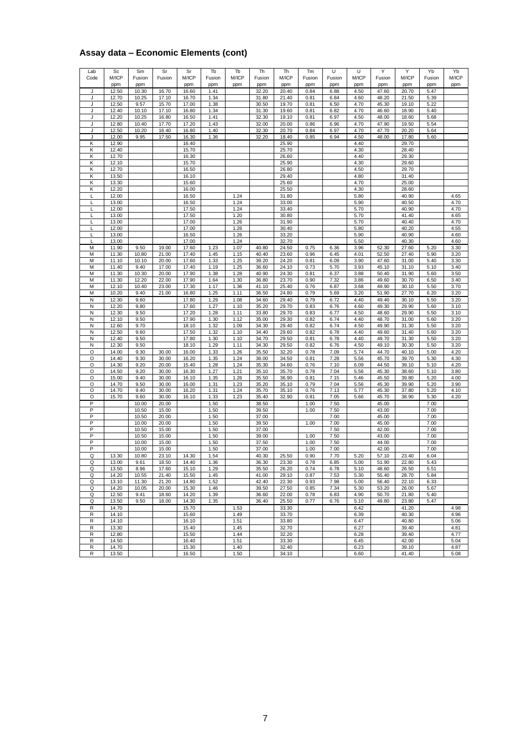## Assay data – Economic Elements (cont)

| Lab Code | Sc M/ICP ppm | Sm Fusion ppm | Sr Fusion ppm | Sr M/ICP ppm | Tb Fusion ppm | Tb M/ICP ppm | Th Fusion ppm | Th M/ICP ppm | Tm Fusion ppm | U Fusion ppm | U M/ICP ppm | Y Fusion ppm | Y M/ICP ppm | Yb Fusion ppm | Yb M/ICP ppm |
|---|---|---|---|---|---|---|---|---|---|---|---|---|---|---|---|
| J | 12.50 | 10.30 | 16.70 | 16.60 | 1.41 | | 32.20 | 20.40 | 0.84 | 6.88 | 4.50 | 47.60 | 20.70 | 5.47 | |
| J | 12.70 | 10.25 | 17.10 | 16.70 | 1.34 | | 31.80 | 21.40 | 0.81 | 6.84 | 4.60 | 48.20 | 21.50 | 5.39 | |
| J | 12.50 | 9.57 | 15.70 | 17.00 | 1.38 | | 30.50 | 19.70 | 0.81 | 6.50 | 4.70 | 45.30 | 19.10 | 5.22 | |
| J | 12.40 | 10.10 | 17.10 | 16.80 | 1.34 | | 31.30 | 19.60 | 0.81 | 6.82 | 4.70 | 46.60 | 18.90 | 5.40 | |
| J | 12.20 | 10.25 | 16.80 | 16.50 | 1.41 | | 32.30 | 19.10 | 0.81 | 6.97 | 4.50 | 48.00 | 18.60 | 5.68 | |
| J | 12.80 | 10.40 | 17.70 | 17.20 | 1.43 | | 32.00 | 20.00 | 0.86 | 6.96 | 4.70 | 47.90 | 19.50 | 5.54 | |
| J | 12.50 | 10.20 | 16.40 | 16.80 | 1.40 | | 32.30 | 20.70 | 0.84 | 6.97 | 4.70 | 47.70 | 20.20 | 5.64 | |
| J | 12.00 | 9.95 | 17.50 | 16.30 | 1.36 | | 32.20 | 18.40 | 0.85 | 6.94 | 4.50 | 48.00 | 17.80 | 5.60 | |
| K | 12.90 | | | 16.40 | | | | 25.90 | | | 4.40 | | 29.70 | | |
| K | 12.40 | | | 15.70 | | | | 25.70 | | | 4.30 | | 28.40 | | |
| K | 12.70 | | | 16.30 | | | | 26.60 | | | 4.40 | | 29.30 | | |
| K | 12.10 | | | 15.70 | | | | 25.90 | | | 4.30 | | 29.60 | | |
| K | 12.70 | | | 16.50 | | | | 26.80 | | | 4.50 | | 29.70 | | |
| K | 13.50 | | | 16.10 | | | | 29.40 | | | 4.80 | | 31.40 | | |
| K | 13.30 | | | 15.60 | | | | 25.60 | | | 4.70 | | 25.00 | | |
| K | 12.20 | | | 16.00 | | | | 25.50 | | | 4.30 | | 28.60 | | |
| L | 12.00 | | | 16.50 | | 1.24 | | 31.80 | | | 5.80 | | 40.90 | | 4.65 |
| L | 13.00 | | | 16.50 | | 1.24 | | 33.00 | | | 5.90 | | 40.50 | | 4.70 |
| L | 12.00 | | | 17.50 | | 1.24 | | 33.40 | | | 5.70 | | 40.90 | | 4.70 |
| L | 13.00 | | | 17.50 | | 1.20 | | 30.80 | | | 5.70 | | 41.40 | | 4.65 |
| L | 13.00 | | | 17.00 | | 1.26 | | 31.90 | | | 5.70 | | 40.40 | | 4.70 |
| L | 12.00 | | | 17.00 | | 1.26 | | 30.40 | | | 5.80 | | 40.20 | | 4.55 |
| L | 13.00 | | | 16.50 | | 1.26 | | 33.20 | | | 5.90 | | 40.90 | | 4.60 |
| L | 13.00 | | | 17.00 | | 1.24 | | 32.70 | | | 5.50 | | 40.30 | | 4.60 |
| M | 11.90 | 9.50 | 19.00 | 17.60 | 1.23 | 1.07 | 40.80 | 24.50 | 0.75 | 6.36 | 3.96 | 52.30 | 27.60 | 5.20 | 3.30 |
| M | 11.30 | 10.80 | 21.00 | 17.40 | 1.45 | 1.15 | 40.40 | 23.60 | 0.96 | 6.45 | 4.01 | 52.50 | 27.40 | 5.90 | 3.20 |
| M | 11.10 | 10.10 | 20.00 | 17.60 | 1.33 | 1.25 | 39.20 | 24.20 | 0.81 | 6.09 | 3.90 | 47.60 | 31.00 | 5.40 | 3.30 |
| M | 11.40 | 9.40 | 17.00 | 17.40 | 1.19 | 1.25 | 36.60 | 24.10 | 0.73 | 5.70 | 3.93 | 45.10 | 31.10 | 5.10 | 3.40 |
| M | 11.30 | 10.30 | 20.00 | 17.90 | 1.38 | 1.28 | 40.90 | 24.30 | 0.81 | 6.37 | 3.88 | 50.40 | 31.90 | 5.60 | 3.50 |
| M | 11.30 | 12.20 | 22.00 | 17.90 | 1.64 | 1.30 | 36.80 | 23.70 | 0.90 | 7.32 | 3.86 | 49.60 | 30.70 | 6.50 | 3.40 |
| M | 12.10 | 10.40 | 23.00 | 17.30 | 1.17 | 1.36 | 41.10 | 25.40 | 0.76 | 6.87 | 3.68 | 49.90 | 30.10 | 5.50 | 3.70 |
| M | 10.20 | 9.40 | 21.00 | 16.80 | 1.25 | 1.11 | 36.50 | 24.80 | 0.79 | 5.69 | 3.20 | 51.90 | 27.70 | 6.20 | 3.20 |
| N | 12.30 | 9.60 | | 17.80 | 1.29 | 1.08 | 34.60 | 29.40 | 0.79 | 6.72 | 4.40 | 49.40 | 30.10 | 5.50 | 3.20 |
| N | 12.20 | 9.80 | | 17.60 | 1.27 | 1.10 | 35.20 | 29.70 | 0.83 | 6.76 | 4.60 | 49.30 | 29.90 | 5.60 | 3.10 |
| N | 12.30 | 9.50 | | 17.20 | 1.28 | 1.11 | 33.80 | 29.70 | 0.83 | 6.77 | 4.50 | 48.60 | 29.90 | 5.50 | 3.10 |
| N | 12.10 | 9.50 | | 17.90 | 1.30 | 1.12 | 35.00 | 29.30 | 0.82 | 6.74 | 4.40 | 48.70 | 31.00 | 5.60 | 3.20 |
| N | 12.60 | 9.70 | | 18.10 | 1.32 | 1.09 | 34.30 | 29.40 | 0.82 | 6.74 | 4.50 | 49.90 | 31.30 | 5.50 | 3.20 |
| N | 12.50 | 9.60 | | 17.50 | 1.32 | 1.10 | 34.40 | 29.60 | 0.82 | 6.78 | 4.40 | 49.60 | 31.40 | 5.60 | 3.20 |
| N | 12.40 | 9.50 | | 17.80 | 1.30 | 1.10 | 34.70 | 29.50 | 0.81 | 6.78 | 4.40 | 49.70 | 31.30 | 5.50 | 3.20 |
| N | 12.30 | 9.50 | | 18.10 | 1.29 | 1.11 | 34.30 | 29.50 | 0.82 | 6.76 | 4.50 | 49.10 | 30.30 | 5.50 | 3.20 |
| O | 14.00 | 9.30 | 30.00 | 16.00 | 1.33 | 1.26 | 35.50 | 32.20 | 0.78 | 7.09 | 5.74 | 44.70 | 40.10 | 5.00 | 4.20 |
| O | 14.40 | 9.30 | 30.00 | 16.20 | 1.35 | 1.24 | 36.00 | 34.50 | 0.81 | 7.28 | 5.56 | 45.70 | 39.70 | 5.30 | 4.30 |
| O | 14.30 | 9.20 | 20.00 | 15.40 | 1.28 | 1.24 | 35.30 | 34.60 | 0.76 | 7.10 | 6.09 | 44.50 | 39.10 | 5.10 | 4.20 |
| O | 14.50 | 9.20 | 30.00 | 16.30 | 1.27 | 1.21 | 35.10 | 35.70 | 0.78 | 7.04 | 5.56 | 45.30 | 38.60 | 5.10 | 3.80 |
| O | 15.00 | 9.40 | 30.00 | 16.10 | 1.35 | 1.26 | 35.50 | 36.90 | 0.81 | 7.15 | 5.46 | 45.50 | 39.80 | 5.20 | 4.00 |
| O | 14.70 | 9.50 | 30.00 | 16.00 | 1.31 | 1.23 | 35.20 | 35.10 | 0.79 | 7.04 | 5.56 | 45.30 | 39.90 | 5.20 | 3.90 |
| O | 14.70 | 9.40 | 30.00 | 16.20 | 1.31 | 1.24 | 35.70 | 35.10 | 0.76 | 7.13 | 5.77 | 45.30 | 37.80 | 5.20 | 4.10 |
| O | 15.70 | 9.60 | 30.00 | 16.10 | 1.33 | 1.23 | 35.40 | 32.90 | 0.81 | 7.05 | 5.66 | 45.70 | 38.90 | 5.30 | 4.20 |
| P | | 10.00 | 20.00 | | 1.50 | | 38.50 | | 1.00 | 7.50 | | 45.00 | | 7.00 | |
| P | | 10.50 | 15.00 | | 1.50 | | 39.50 | | 1.00 | 7.50 | | 43.00 | | 7.00 | |
| P | | 10.50 | 20.00 | | 1.50 | | 37.00 | | | 7.00 | | 45.00 | | 7.00 | |
| P | | 10.00 | 20.00 | | 1.50 | | 39.50 | | 1.00 | 7.00 | | 45.00 | | 7.00 | |
| P | | 10.50 | 15.00 | | 1.50 | | 37.00 | | | 7.50 | | 42.00 | | 7.00 | |
| P | | 10.50 | 15.00 | | 1.50 | | 39.00 | | 1.00 | 7.50 | | 43.00 | | 7.00 | |
| P | | 10.00 | 15.00 | | 1.50 | | 37.50 | | 1.00 | 7.50 | | 44.00 | | 7.00 | |
| P | | 10.00 | 15.00 | | 1.50 | | 37.00 | | 1.00 | 7.00 | | 42.00 | | 7.00 | |
| Q | 13.30 | 10.80 | 23.10 | 14.30 | 1.54 | | 40.30 | 25.50 | 0.90 | 7.70 | 5.20 | 57.10 | 23.40 | 6.04 | |
| Q | 13.00 | 9.61 | 18.50 | 14.40 | 1.36 | | 36.30 | 23.30 | 0.78 | 6.85 | 5.00 | 51.90 | 22.80 | 5.43 | |
| Q | 13.50 | 8.96 | 17.60 | 15.10 | 1.29 | | 35.50 | 26.20 | 0.74 | 6.78 | 5.10 | 48.60 | 26.50 | 5.51 | |
| Q | 14.20 | 10.55 | 21.40 | 15.50 | 1.45 | | 41.00 | 29.10 | 0.87 | 7.53 | 5.30 | 55.40 | 28.70 | 5.84 | |
| Q | 13.10 | 11.30 | 21.20 | 14.80 | 1.52 | | 42.40 | 22.30 | 0.93 | 7.98 | 5.00 | 56.40 | 22.10 | 6.33 | |
| Q | 14.20 | 10.05 | 20.00 | 15.30 | 1.46 | | 39.50 | 27.50 | 0.85 | 7.34 | 5.30 | 53.20 | 26.00 | 5.67 | |
| Q | 12.50 | 9.41 | 18.60 | 14.20 | 1.39 | | 36.60 | 22.00 | 0.78 | 6.83 | 4.90 | 50.70 | 21.80 | 5.40 | |
| Q | 13.50 | 9.50 | 18.00 | 14.30 | 1.35 | | 36.40 | 25.50 | 0.77 | 6.76 | 5.10 | 49.80 | 23.80 | 5.47 | |
| R | 14.70 | | | 15.70 | | 1.53 | | 33.30 | | | 6.42 | | 41.20 | | 4.98 |
| R | 14.10 | | | 15.60 | | 1.49 | | 33.70 | | | 6.39 | | 40.30 | | 4.96 |
| R | 14.10 | | | 16.10 | | 1.51 | | 33.80 | | | 6.47 | | 40.80 | | 5.06 |
| R | 13.30 | | | 15.40 | | 1.45 | | 32.70 | | | 6.27 | | 39.40 | | 4.81 |
| R | 12.80 | | | 15.50 | | 1.44 | | 32.20 | | | 6.28 | | 39.40 | | 4.77 |
| R | 14.50 | | | 16.40 | | 1.51 | | 33.30 | | | 6.45 | | 42.00 | | 5.04 |
| R | 14.70 | | | 15.30 | | 1.40 | | 32.40 | | | 6.23 | | 39.10 | | 4.87 |
| R | 13.50 | | | 16.50 | | 1.50 | | 34.10 | | | 6.60 | | 41.40 | | 5.08 |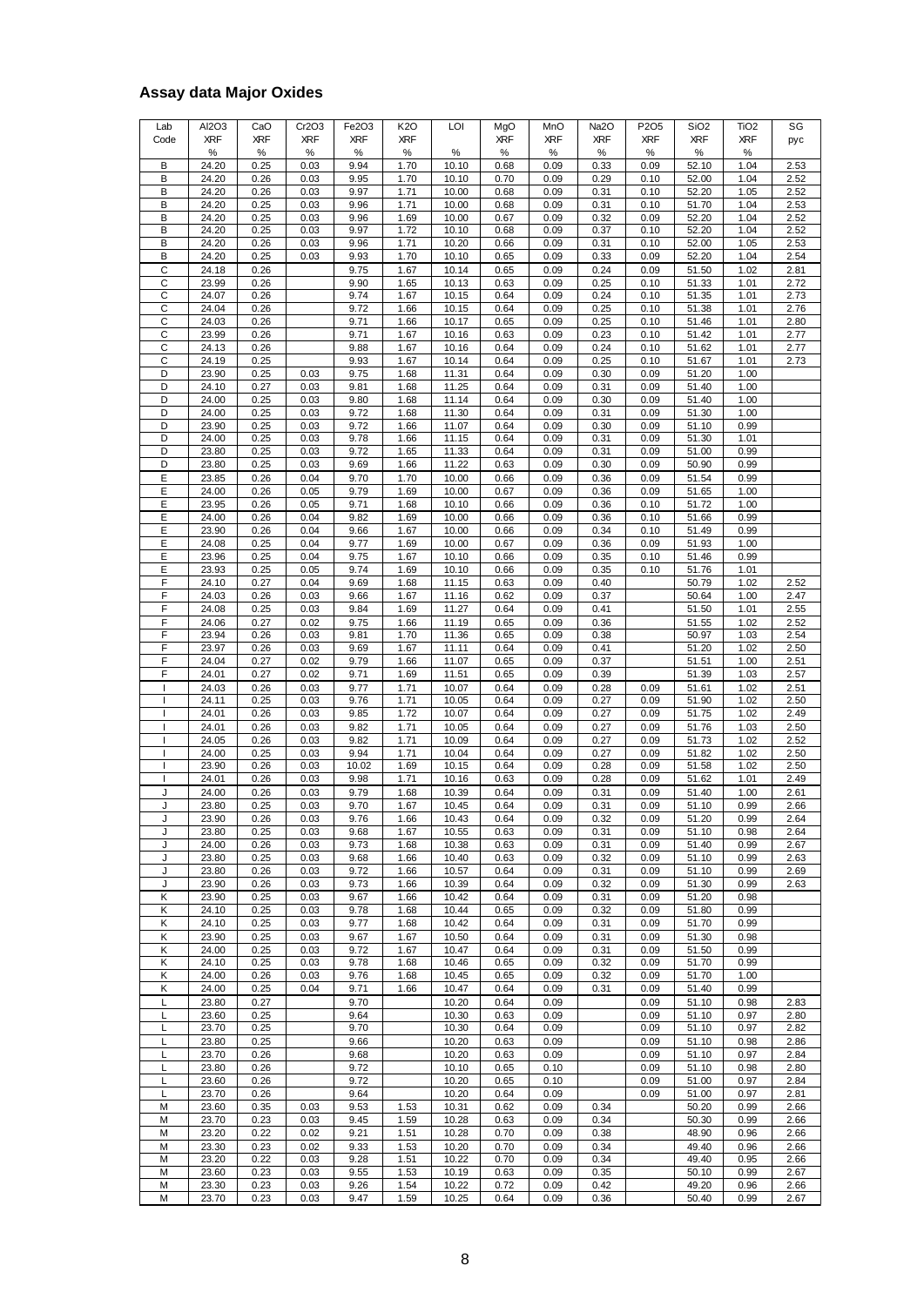## Assay data Major Oxides

| Lab Code | Al2O3 XRF % | CaO XRF % | Cr2O3 XRF % | Fe2O3 XRF % | K2O XRF % | LOI % | MgO XRF % | MnO XRF % | Na2O XRF % | P2O5 XRF % | SiO2 XRF % | TiO2 XRF % | SG pyc |
|---|---|---|---|---|---|---|---|---|---|---|---|---|---|
| B | 24.20 | 0.25 | 0.03 | 9.94 | 1.70 | 10.10 | 0.68 | 0.09 | 0.33 | 0.09 | 52.10 | 1.04 | 2.53 |
| B | 24.20 | 0.26 | 0.03 | 9.95 | 1.70 | 10.10 | 0.70 | 0.09 | 0.29 | 0.10 | 52.00 | 1.04 | 2.52 |
| B | 24.20 | 0.26 | 0.03 | 9.97 | 1.71 | 10.00 | 0.68 | 0.09 | 0.31 | 0.10 | 52.20 | 1.05 | 2.52 |
| B | 24.20 | 0.25 | 0.03 | 9.96 | 1.71 | 10.00 | 0.68 | 0.09 | 0.31 | 0.10 | 51.70 | 1.04 | 2.53 |
| B | 24.20 | 0.25 | 0.03 | 9.96 | 1.69 | 10.00 | 0.67 | 0.09 | 0.32 | 0.09 | 52.20 | 1.04 | 2.52 |
| B | 24.20 | 0.25 | 0.03 | 9.97 | 1.72 | 10.10 | 0.68 | 0.09 | 0.37 | 0.10 | 52.20 | 1.04 | 2.52 |
| B | 24.20 | 0.26 | 0.03 | 9.96 | 1.71 | 10.20 | 0.66 | 0.09 | 0.31 | 0.10 | 52.00 | 1.05 | 2.53 |
| B | 24.20 | 0.25 | 0.03 | 9.93 | 1.70 | 10.10 | 0.65 | 0.09 | 0.33 | 0.09 | 52.20 | 1.04 | 2.54 |
| C | 24.18 | 0.26 | | 9.75 | 1.67 | 10.14 | 0.65 | 0.09 | 0.24 | 0.09 | 51.50 | 1.02 | 2.81 |
| C | 23.99 | 0.26 | | 9.90 | 1.65 | 10.13 | 0.63 | 0.09 | 0.25 | 0.10 | 51.33 | 1.01 | 2.72 |
| C | 24.07 | 0.26 | | 9.74 | 1.67 | 10.15 | 0.64 | 0.09 | 0.24 | 0.10 | 51.35 | 1.01 | 2.73 |
| C | 24.04 | 0.26 | | 9.72 | 1.66 | 10.15 | 0.64 | 0.09 | 0.25 | 0.10 | 51.38 | 1.01 | 2.76 |
| C | 24.03 | 0.26 | | 9.71 | 1.66 | 10.17 | 0.65 | 0.09 | 0.25 | 0.10 | 51.46 | 1.01 | 2.80 |
| C | 23.99 | 0.26 | | 9.71 | 1.67 | 10.16 | 0.63 | 0.09 | 0.23 | 0.10 | 51.42 | 1.01 | 2.77 |
| C | 24.13 | 0.26 | | 9.88 | 1.67 | 10.16 | 0.64 | 0.09 | 0.24 | 0.10 | 51.62 | 1.01 | 2.77 |
| C | 24.19 | 0.25 | | 9.93 | 1.67 | 10.14 | 0.64 | 0.09 | 0.25 | 0.10 | 51.67 | 1.01 | 2.73 |
| D | 23.90 | 0.25 | 0.03 | 9.75 | 1.68 | 11.31 | 0.64 | 0.09 | 0.30 | 0.09 | 51.20 | 1.00 | |
| D | 24.10 | 0.27 | 0.03 | 9.81 | 1.68 | 11.25 | 0.64 | 0.09 | 0.31 | 0.09 | 51.40 | 1.00 | |
| D | 24.00 | 0.25 | 0.03 | 9.80 | 1.68 | 11.14 | 0.64 | 0.09 | 0.30 | 0.09 | 51.40 | 1.00 | |
| D | 24.00 | 0.25 | 0.03 | 9.72 | 1.68 | 11.30 | 0.64 | 0.09 | 0.31 | 0.09 | 51.30 | 1.00 | |
| D | 23.90 | 0.25 | 0.03 | 9.72 | 1.66 | 11.07 | 0.64 | 0.09 | 0.30 | 0.09 | 51.10 | 0.99 | |
| D | 24.00 | 0.25 | 0.03 | 9.78 | 1.66 | 11.15 | 0.64 | 0.09 | 0.31 | 0.09 | 51.30 | 1.01 | |
| D | 23.80 | 0.25 | 0.03 | 9.72 | 1.65 | 11.33 | 0.64 | 0.09 | 0.31 | 0.09 | 51.00 | 0.99 | |
| D | 23.80 | 0.25 | 0.03 | 9.69 | 1.66 | 11.22 | 0.63 | 0.09 | 0.30 | 0.09 | 50.90 | 0.99 | |
| E | 23.85 | 0.26 | 0.04 | 9.70 | 1.70 | 10.00 | 0.66 | 0.09 | 0.36 | 0.09 | 51.54 | 0.99 | |
| E | 24.00 | 0.26 | 0.05 | 9.79 | 1.69 | 10.00 | 0.67 | 0.09 | 0.36 | 0.09 | 51.65 | 1.00 | |
| E | 23.95 | 0.26 | 0.05 | 9.71 | 1.68 | 10.10 | 0.66 | 0.09 | 0.36 | 0.10 | 51.72 | 1.00 | |
| E | 24.00 | 0.26 | 0.04 | 9.82 | 1.69 | 10.00 | 0.66 | 0.09 | 0.36 | 0.10 | 51.66 | 0.99 | |
| E | 23.90 | 0.26 | 0.04 | 9.66 | 1.67 | 10.00 | 0.66 | 0.09 | 0.34 | 0.10 | 51.49 | 0.99 | |
| E | 24.08 | 0.25 | 0.04 | 9.77 | 1.69 | 10.00 | 0.67 | 0.09 | 0.36 | 0.09 | 51.93 | 1.00 | |
| E | 23.96 | 0.25 | 0.04 | 9.75 | 1.67 | 10.10 | 0.66 | 0.09 | 0.35 | 0.10 | 51.46 | 0.99 | |
| E | 23.93 | 0.25 | 0.05 | 9.74 | 1.69 | 10.10 | 0.66 | 0.09 | 0.35 | 0.10 | 51.76 | 1.01 | |
| F | 24.10 | 0.27 | 0.04 | 9.69 | 1.68 | 11.15 | 0.63 | 0.09 | 0.40 | | 50.79 | 1.02 | 2.52 |
| F | 24.03 | 0.26 | 0.03 | 9.66 | 1.67 | 11.16 | 0.62 | 0.09 | 0.37 | | 50.64 | 1.00 | 2.47 |
| F | 24.08 | 0.25 | 0.03 | 9.84 | 1.69 | 11.27 | 0.64 | 0.09 | 0.41 | | 51.50 | 1.01 | 2.55 |
| F | 24.06 | 0.27 | 0.02 | 9.75 | 1.66 | 11.19 | 0.65 | 0.09 | 0.36 | | 51.55 | 1.02 | 2.52 |
| F | 23.94 | 0.26 | 0.03 | 9.81 | 1.70 | 11.36 | 0.65 | 0.09 | 0.38 | | 50.97 | 1.03 | 2.54 |
| F | 23.97 | 0.26 | 0.03 | 9.69 | 1.67 | 11.11 | 0.64 | 0.09 | 0.41 | | 51.20 | 1.02 | 2.50 |
| F | 24.04 | 0.27 | 0.02 | 9.79 | 1.66 | 11.07 | 0.65 | 0.09 | 0.37 | | 51.51 | 1.00 | 2.51 |
| F | 24.01 | 0.27 | 0.02 | 9.71 | 1.69 | 11.51 | 0.65 | 0.09 | 0.39 | | 51.39 | 1.03 | 2.57 |
| I | 24.03 | 0.26 | 0.03 | 9.77 | 1.71 | 10.07 | 0.64 | 0.09 | 0.28 | 0.09 | 51.61 | 1.02 | 2.51 |
| I | 24.11 | 0.25 | 0.03 | 9.76 | 1.71 | 10.05 | 0.64 | 0.09 | 0.27 | 0.09 | 51.90 | 1.02 | 2.50 |
| I | 24.01 | 0.26 | 0.03 | 9.85 | 1.72 | 10.07 | 0.64 | 0.09 | 0.27 | 0.09 | 51.75 | 1.02 | 2.49 |
| I | 24.01 | 0.26 | 0.03 | 9.82 | 1.71 | 10.05 | 0.64 | 0.09 | 0.27 | 0.09 | 51.76 | 1.03 | 2.50 |
| I | 24.05 | 0.26 | 0.03 | 9.82 | 1.71 | 10.09 | 0.64 | 0.09 | 0.27 | 0.09 | 51.73 | 1.02 | 2.52 |
| I | 24.00 | 0.25 | 0.03 | 9.94 | 1.71 | 10.04 | 0.64 | 0.09 | 0.27 | 0.09 | 51.82 | 1.02 | 2.50 |
| I | 23.90 | 0.26 | 0.03 | 10.02 | 1.69 | 10.15 | 0.64 | 0.09 | 0.28 | 0.09 | 51.58 | 1.02 | 2.50 |
| I | 24.01 | 0.26 | 0.03 | 9.98 | 1.71 | 10.16 | 0.63 | 0.09 | 0.28 | 0.09 | 51.62 | 1.01 | 2.49 |
| J | 24.00 | 0.26 | 0.03 | 9.79 | 1.68 | 10.39 | 0.64 | 0.09 | 0.31 | 0.09 | 51.40 | 1.00 | 2.61 |
| J | 23.80 | 0.25 | 0.03 | 9.70 | 1.67 | 10.45 | 0.64 | 0.09 | 0.31 | 0.09 | 51.10 | 0.99 | 2.66 |
| J | 23.90 | 0.26 | 0.03 | 9.76 | 1.66 | 10.43 | 0.64 | 0.09 | 0.32 | 0.09 | 51.20 | 0.99 | 2.64 |
| J | 23.80 | 0.25 | 0.03 | 9.68 | 1.67 | 10.55 | 0.63 | 0.09 | 0.31 | 0.09 | 51.10 | 0.98 | 2.64 |
| J | 24.00 | 0.26 | 0.03 | 9.73 | 1.68 | 10.38 | 0.63 | 0.09 | 0.31 | 0.09 | 51.40 | 0.99 | 2.67 |
| J | 23.80 | 0.25 | 0.03 | 9.68 | 1.66 | 10.40 | 0.63 | 0.09 | 0.32 | 0.09 | 51.10 | 0.99 | 2.63 |
| J | 23.80 | 0.26 | 0.03 | 9.72 | 1.66 | 10.57 | 0.64 | 0.09 | 0.31 | 0.09 | 51.10 | 0.99 | 2.69 |
| J | 23.90 | 0.26 | 0.03 | 9.73 | 1.66 | 10.39 | 0.64 | 0.09 | 0.32 | 0.09 | 51.30 | 0.99 | 2.63 |
| K | 23.90 | 0.25 | 0.03 | 9.67 | 1.66 | 10.42 | 0.64 | 0.09 | 0.31 | 0.09 | 51.20 | 0.98 | |
| K | 24.10 | 0.25 | 0.03 | 9.78 | 1.68 | 10.44 | 0.65 | 0.09 | 0.32 | 0.09 | 51.80 | 0.99 | |
| K | 24.10 | 0.25 | 0.03 | 9.77 | 1.68 | 10.42 | 0.64 | 0.09 | 0.31 | 0.09 | 51.70 | 0.99 | |
| K | 23.90 | 0.25 | 0.03 | 9.67 | 1.67 | 10.50 | 0.64 | 0.09 | 0.31 | 0.09 | 51.30 | 0.98 | |
| K | 24.00 | 0.25 | 0.03 | 9.72 | 1.67 | 10.47 | 0.64 | 0.09 | 0.31 | 0.09 | 51.50 | 0.99 | |
| K | 24.10 | 0.25 | 0.03 | 9.78 | 1.68 | 10.46 | 0.65 | 0.09 | 0.32 | 0.09 | 51.70 | 0.99 | |
| K | 24.00 | 0.26 | 0.03 | 9.76 | 1.68 | 10.45 | 0.65 | 0.09 | 0.32 | 0.09 | 51.70 | 1.00 | |
| K | 24.00 | 0.25 | 0.04 | 9.71 | 1.66 | 10.47 | 0.64 | 0.09 | 0.31 | 0.09 | 51.40 | 0.99 | |
| L | 23.80 | 0.27 | | 9.70 | | 10.20 | 0.64 | 0.09 | | 0.09 | 51.10 | 0.98 | 2.83 |
| L | 23.60 | 0.25 | | 9.64 | | 10.30 | 0.63 | 0.09 | | 0.09 | 51.10 | 0.97 | 2.80 |
| L | 23.70 | 0.25 | | 9.70 | | 10.30 | 0.64 | 0.09 | | 0.09 | 51.10 | 0.97 | 2.82 |
| L | 23.80 | 0.25 | | 9.66 | | 10.20 | 0.63 | 0.09 | | 0.09 | 51.10 | 0.98 | 2.86 |
| L | 23.70 | 0.26 | | 9.68 | | 10.20 | 0.63 | 0.09 | | 0.09 | 51.10 | 0.97 | 2.84 |
| L | 23.80 | 0.26 | | 9.72 | | 10.10 | 0.65 | 0.10 | | 0.09 | 51.10 | 0.98 | 2.80 |
| L | 23.60 | 0.26 | | 9.72 | | 10.20 | 0.65 | 0.10 | | 0.09 | 51.00 | 0.97 | 2.84 |
| L | 23.70 | 0.26 | | 9.64 | | 10.20 | 0.64 | 0.09 | | 0.09 | 51.00 | 0.97 | 2.81 |
| M | 23.60 | 0.35 | 0.03 | 9.53 | 1.53 | 10.31 | 0.62 | 0.09 | 0.34 | | 50.20 | 0.99 | 2.66 |
| M | 23.70 | 0.23 | 0.03 | 9.45 | 1.59 | 10.28 | 0.63 | 0.09 | 0.34 | | 50.30 | 0.99 | 2.66 |
| M | 23.20 | 0.22 | 0.02 | 9.21 | 1.51 | 10.28 | 0.70 | 0.09 | 0.38 | | 48.90 | 0.96 | 2.66 |
| M | 23.30 | 0.23 | 0.02 | 9.33 | 1.53 | 10.20 | 0.70 | 0.09 | 0.34 | | 49.40 | 0.96 | 2.66 |
| M | 23.20 | 0.22 | 0.03 | 9.28 | 1.51 | 10.22 | 0.70 | 0.09 | 0.34 | | 49.40 | 0.95 | 2.66 |
| M | 23.60 | 0.23 | 0.03 | 9.55 | 1.53 | 10.19 | 0.63 | 0.09 | 0.35 | | 50.10 | 0.99 | 2.67 |
| M | 23.30 | 0.23 | 0.03 | 9.26 | 1.54 | 10.22 | 0.72 | 0.09 | 0.42 | | 49.20 | 0.96 | 2.66 |
| M | 23.70 | 0.23 | 0.03 | 9.47 | 1.59 | 10.25 | 0.64 | 0.09 | 0.36 | | 50.40 | 0.99 | 2.67 |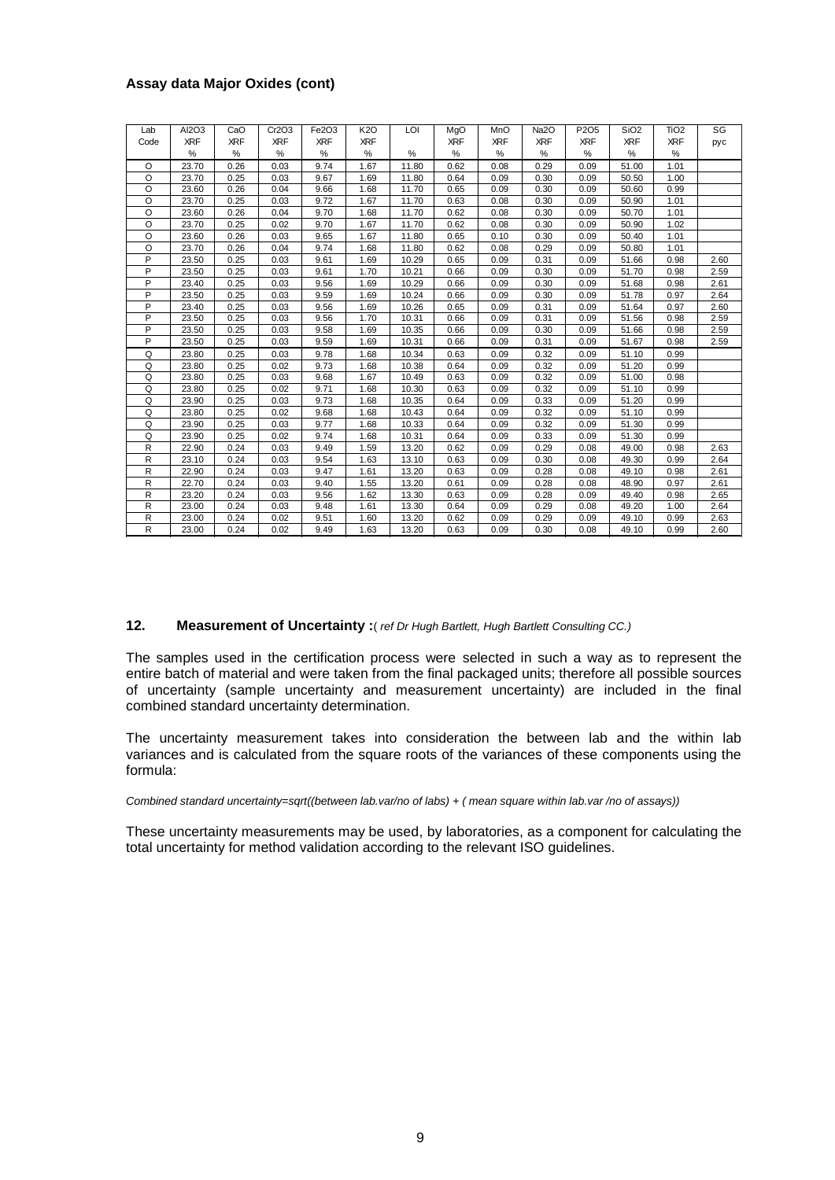### Assay data Major Oxides (cont)

| Lab Code | Al2O3 XRF % | CaO XRF % | Cr2O3 XRF % | Fe2O3 XRF % | K2O XRF % | LOI % | MgO XRF % | MnO XRF % | Na2O XRF % | P2O5 XRF % | SiO2 XRF % | TiO2 XRF % | SG pyc |
|---|---|---|---|---|---|---|---|---|---|---|---|---|---|
| O | 23.70 | 0.26 | 0.03 | 9.74 | 1.67 | 11.80 | 0.62 | 0.08 | 0.29 | 0.09 | 51.00 | 1.01 | |
| O | 23.70 | 0.25 | 0.03 | 9.67 | 1.69 | 11.80 | 0.64 | 0.09 | 0.30 | 0.09 | 50.50 | 1.00 | |
| O | 23.60 | 0.26 | 0.04 | 9.66 | 1.68 | 11.70 | 0.65 | 0.09 | 0.30 | 0.09 | 50.60 | 0.99 | |
| O | 23.70 | 0.25 | 0.03 | 9.72 | 1.67 | 11.70 | 0.63 | 0.08 | 0.30 | 0.09 | 50.90 | 1.01 | |
| O | 23.60 | 0.26 | 0.04 | 9.70 | 1.68 | 11.70 | 0.62 | 0.08 | 0.30 | 0.09 | 50.70 | 1.01 | |
| O | 23.70 | 0.25 | 0.02 | 9.70 | 1.67 | 11.70 | 0.62 | 0.08 | 0.30 | 0.09 | 50.90 | 1.02 | |
| O | 23.60 | 0.26 | 0.03 | 9.65 | 1.67 | 11.80 | 0.65 | 0.10 | 0.30 | 0.09 | 50.40 | 1.01 | |
| O | 23.70 | 0.26 | 0.04 | 9.74 | 1.68 | 11.80 | 0.62 | 0.08 | 0.29 | 0.09 | 50.80 | 1.01 | |
| P | 23.50 | 0.25 | 0.03 | 9.61 | 1.69 | 10.29 | 0.65 | 0.09 | 0.31 | 0.09 | 51.66 | 0.98 | 2.60 |
| P | 23.50 | 0.25 | 0.03 | 9.61 | 1.70 | 10.21 | 0.66 | 0.09 | 0.30 | 0.09 | 51.70 | 0.98 | 2.59 |
| P | 23.40 | 0.25 | 0.03 | 9.56 | 1.69 | 10.29 | 0.66 | 0.09 | 0.30 | 0.09 | 51.68 | 0.98 | 2.61 |
| P | 23.50 | 0.25 | 0.03 | 9.59 | 1.69 | 10.24 | 0.66 | 0.09 | 0.30 | 0.09 | 51.78 | 0.97 | 2.64 |
| P | 23.40 | 0.25 | 0.03 | 9.56 | 1.69 | 10.26 | 0.65 | 0.09 | 0.31 | 0.09 | 51.64 | 0.97 | 2.60 |
| P | 23.50 | 0.25 | 0.03 | 9.56 | 1.70 | 10.31 | 0.66 | 0.09 | 0.31 | 0.09 | 51.56 | 0.98 | 2.59 |
| P | 23.50 | 0.25 | 0.03 | 9.58 | 1.69 | 10.35 | 0.66 | 0.09 | 0.30 | 0.09 | 51.66 | 0.98 | 2.59 |
| P | 23.50 | 0.25 | 0.03 | 9.59 | 1.69 | 10.31 | 0.66 | 0.09 | 0.31 | 0.09 | 51.67 | 0.98 | 2.59 |
| Q | 23.80 | 0.25 | 0.03 | 9.78 | 1.68 | 10.34 | 0.63 | 0.09 | 0.32 | 0.09 | 51.10 | 0.99 | |
| Q | 23.80 | 0.25 | 0.02 | 9.73 | 1.68 | 10.38 | 0.64 | 0.09 | 0.32 | 0.09 | 51.20 | 0.99 | |
| Q | 23.80 | 0.25 | 0.03 | 9.68 | 1.67 | 10.49 | 0.63 | 0.09 | 0.32 | 0.09 | 51.00 | 0.98 | |
| Q | 23.80 | 0.25 | 0.02 | 9.71 | 1.68 | 10.30 | 0.63 | 0.09 | 0.32 | 0.09 | 51.10 | 0.99 | |
| Q | 23.90 | 0.25 | 0.03 | 9.73 | 1.68 | 10.35 | 0.64 | 0.09 | 0.33 | 0.09 | 51.20 | 0.99 | |
| Q | 23.80 | 0.25 | 0.02 | 9.68 | 1.68 | 10.43 | 0.64 | 0.09 | 0.32 | 0.09 | 51.10 | 0.99 | |
| Q | 23.90 | 0.25 | 0.03 | 9.77 | 1.68 | 10.33 | 0.64 | 0.09 | 0.32 | 0.09 | 51.30 | 0.99 | |
| Q | 23.90 | 0.25 | 0.02 | 9.74 | 1.68 | 10.31 | 0.64 | 0.09 | 0.33 | 0.09 | 51.30 | 0.99 | |
| R | 22.90 | 0.24 | 0.03 | 9.49 | 1.59 | 13.20 | 0.62 | 0.09 | 0.29 | 0.08 | 49.00 | 0.98 | 2.63 |
| R | 23.10 | 0.24 | 0.03 | 9.54 | 1.63 | 13.10 | 0.63 | 0.09 | 0.30 | 0.08 | 49.30 | 0.99 | 2.64 |
| R | 22.90 | 0.24 | 0.03 | 9.47 | 1.61 | 13.20 | 0.63 | 0.09 | 0.28 | 0.08 | 49.10 | 0.98 | 2.61 |
| R | 22.70 | 0.24 | 0.03 | 9.40 | 1.55 | 13.20 | 0.61 | 0.09 | 0.28 | 0.08 | 48.90 | 0.97 | 2.61 |
| R | 23.20 | 0.24 | 0.03 | 9.56 | 1.62 | 13.30 | 0.63 | 0.09 | 0.28 | 0.09 | 49.40 | 0.98 | 2.65 |
| R | 23.00 | 0.24 | 0.03 | 9.48 | 1.61 | 13.30 | 0.64 | 0.09 | 0.29 | 0.08 | 49.20 | 1.00 | 2.64 |
| R | 23.00 | 0.24 | 0.02 | 9.51 | 1.60 | 13.20 | 0.62 | 0.09 | 0.29 | 0.09 | 49.10 | 0.99 | 2.63 |
| R | 23.00 | 0.24 | 0.02 | 9.49 | 1.63 | 13.20 | 0.63 | 0.09 | 0.30 | 0.08 | 49.10 | 0.99 | 2.60 |

## 12. Measurement of Uncertainty :( *ref Dr Hugh Bartlett, Hugh Bartlett Consulting CC.)*

The samples used in the certification process were selected in such a way as to represent the entire batch of material and were taken from the final packaged units; therefore all possible sources of uncertainty (sample uncertainty and measurement uncertainty) are included in the final combined standard uncertainty determination.

The uncertainty measurement takes into consideration the between lab and the within lab variances and is calculated from the square roots of the variances of these components using the formula:

*Combined standard uncertainty=sqrt((between lab.var/no of labs) + ( mean square within lab.var /no of assays))*

These uncertainty measurements may be used, by laboratories, as a component for calculating the total uncertainty for method validation according to the relevant ISO guidelines.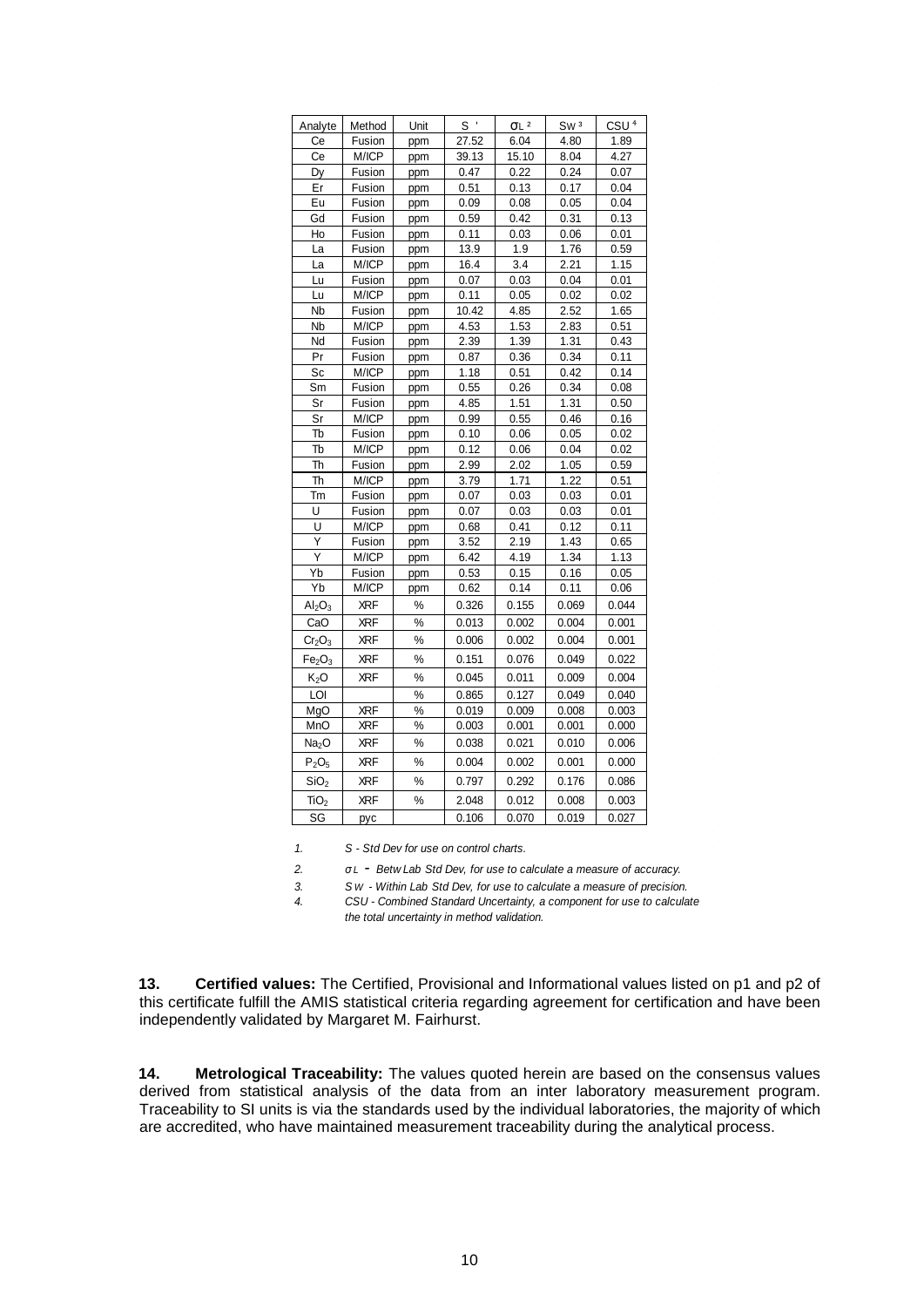| Analyte | Method | Unit | S [1] | $\sigma_L$ [2] | $S_W$ [3] | CSU [4] |
|---|---|---|---|---|---|---|
| Ce | Fusion | ppm | 27.52 | 6.04 | 4.80 | 1.89 |
| Ce | M/ICP | ppm | 39.13 | 15.10 | 8.04 | 4.27 |
| Dy | Fusion | ppm | 0.47 | 0.22 | 0.24 | 0.07 |
| Er | Fusion | ppm | 0.51 | 0.13 | 0.17 | 0.04 |
| Eu | Fusion | ppm | 0.09 | 0.08 | 0.05 | 0.04 |
| Gd | Fusion | ppm | 0.59 | 0.42 | 0.31 | 0.13 |
| Ho | Fusion | ppm | 0.11 | 0.03 | 0.06 | 0.01 |
| La | Fusion | ppm | 13.9 | 1.9 | 1.76 | 0.59 |
| La | M/ICP | ppm | 16.4 | 3.4 | 2.21 | 1.15 |
| Lu | Fusion | ppm | 0.07 | 0.03 | 0.04 | 0.01 |
| Lu | M/ICP | ppm | 0.11 | 0.05 | 0.02 | 0.02 |
| Nb | Fusion | ppm | 10.42 | 4.85 | 2.52 | 1.65 |
| Nb | M/ICP | ppm | 4.53 | 1.53 | 2.83 | 0.51 |
| Nd | Fusion | ppm | 2.39 | 1.39 | 1.31 | 0.43 |
| Pr | Fusion | ppm | 0.87 | 0.36 | 0.34 | 0.11 |
| Sc | M/ICP | ppm | 1.18 | 0.51 | 0.42 | 0.14 |
| Sm | Fusion | ppm | 0.55 | 0.26 | 0.34 | 0.08 |
| Sr | Fusion | ppm | 4.85 | 1.51 | 1.31 | 0.50 |
| Sr | M/ICP | ppm | 0.99 | 0.55 | 0.46 | 0.16 |
| Tb | Fusion | ppm | 0.10 | 0.06 | 0.05 | 0.02 |
| Tb | M/ICP | ppm | 0.12 | 0.06 | 0.04 | 0.02 |
| Th | Fusion | ppm | 2.99 | 2.02 | 1.05 | 0.59 |
| Th | M/ICP | ppm | 3.79 | 1.71 | 1.22 | 0.51 |
| Tm | Fusion | ppm | 0.07 | 0.03 | 0.03 | 0.01 |
| U | Fusion | ppm | 0.07 | 0.03 | 0.03 | 0.01 |
| U | M/ICP | ppm | 0.68 | 0.41 | 0.12 | 0.11 |
| Y | Fusion | ppm | 3.52 | 2.19 | 1.43 | 0.65 |
| Y | M/ICP | ppm | 6.42 | 4.19 | 1.34 | 1.13 |
| Yb | Fusion | ppm | 0.53 | 0.15 | 0.16 | 0.05 |
| Yb | M/ICP | ppm | 0.62 | 0.14 | 0.11 | 0.06 |
| $Al_2O_3$ | XRF | % | 0.326 | 0.155 | 0.069 | 0.044 |
| CaO | XRF | % | 0.013 | 0.002 | 0.004 | 0.001 |
| $Cr_2O_3$ | XRF | % | 0.006 | 0.002 | 0.004 | 0.001 |
| $Fe_2O_3$ | XRF | % | 0.151 | 0.076 | 0.049 | 0.022 |
| $K_2O$ | XRF | % | 0.045 | 0.011 | 0.009 | 0.004 |
| LOI | | % | 0.865 | 0.127 | 0.049 | 0.040 |
| MgO | XRF | % | 0.019 | 0.009 | 0.008 | 0.003 |
| MnO | XRF | % | 0.003 | 0.001 | 0.001 | 0.000 |
| $Na_2O$ | XRF | % | 0.038 | 0.021 | 0.010 | 0.006 |
| $P_2O_5$ | XRF | % | 0.004 | 0.002 | 0.001 | 0.000 |
| $SiO_2$ | XRF | % | 0.797 | 0.292 | 0.176 | 0.086 |
| $TiO_2$ | XRF | % | 2.048 | 0.012 | 0.008 | 0.003 |
| SG | pyc | | 0.106 | 0.070 | 0.019 | 0.027 |

1. *S - Std Dev for use on control charts.*
2. *$\sigma_L$ - Betw Lab Std Dev, for use to calculate a measure of accuracy.*
3. *$S_W$ - Within Lab Std Dev, for use to calculate a measure of precision.*
4. *CSU - Combined Standard Uncertainty, a component for use to calculate the total uncertainty in method validation.*

**13. Certified values:** The Certified, Provisional and Informational values listed on p1 and p2 of this certificate fulfill the AMIS statistical criteria regarding agreement for certification and have been independently validated by Margaret M. Fairhurst.

**14. Metrological Traceability:** The values quoted herein are based on the consensus values derived from statistical analysis of the data from an inter laboratory measurement program. Traceability to SI units is via the standards used by the individual laboratories, the majority of which are accredited, who have maintained measurement traceability during the analytical process.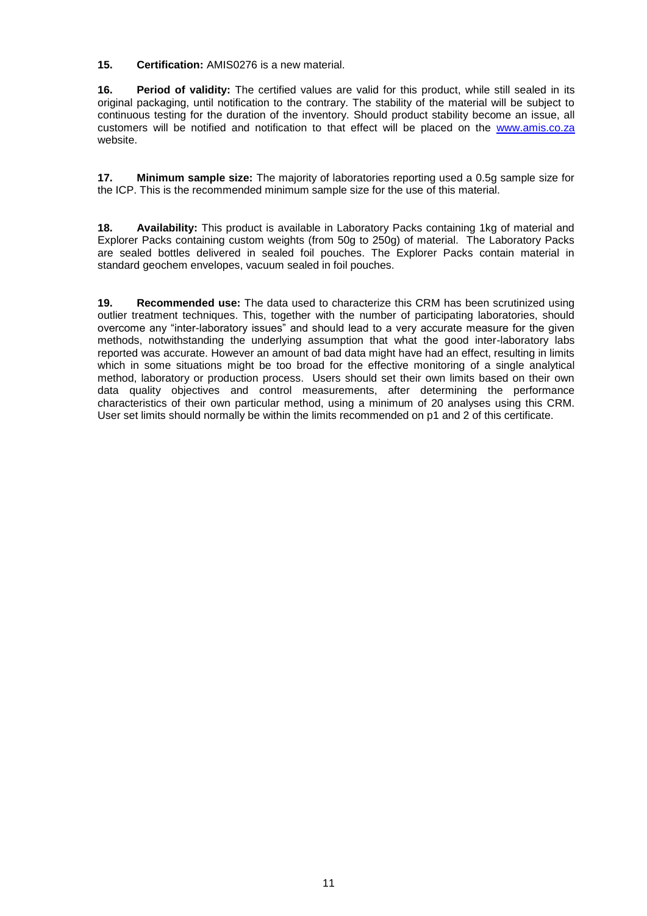**15. Certification:** AMIS0276 is a new material.

**16. Period of validity:** The certified values are valid for this product, while still sealed in its original packaging, until notification to the contrary. The stability of the material will be subject to continuous testing for the duration of the inventory. Should product stability become an issue, all customers will be notified and notification to that effect will be placed on the [www.amis.co.za](http://www.amis.co.za) website.

**17. Minimum sample size:** The majority of laboratories reporting used a 0.5g sample size for the ICP. This is the recommended minimum sample size for the use of this material.

**18. Availability:** This product is available in Laboratory Packs containing 1kg of material and Explorer Packs containing custom weights (from 50g to 250g) of material. The Laboratory Packs are sealed bottles delivered in sealed foil pouches. The Explorer Packs contain material in standard geochem envelopes, vacuum sealed in foil pouches.

**19. Recommended use:** The data used to characterize this CRM has been scrutinized using outlier treatment techniques. This, together with the number of participating laboratories, should overcome any "inter-laboratory issues" and should lead to a very accurate measure for the given methods, notwithstanding the underlying assumption that what the good inter-laboratory labs reported was accurate. However an amount of bad data might have had an effect, resulting in limits which in some situations might be too broad for the effective monitoring of a single analytical method, laboratory or production process. Users should set their own limits based on their own data quality objectives and control measurements, after determining the performance characteristics of their own particular method, using a minimum of 20 analyses using this CRM. User set limits should normally be within the limits recommended on p1 and 2 of this certificate.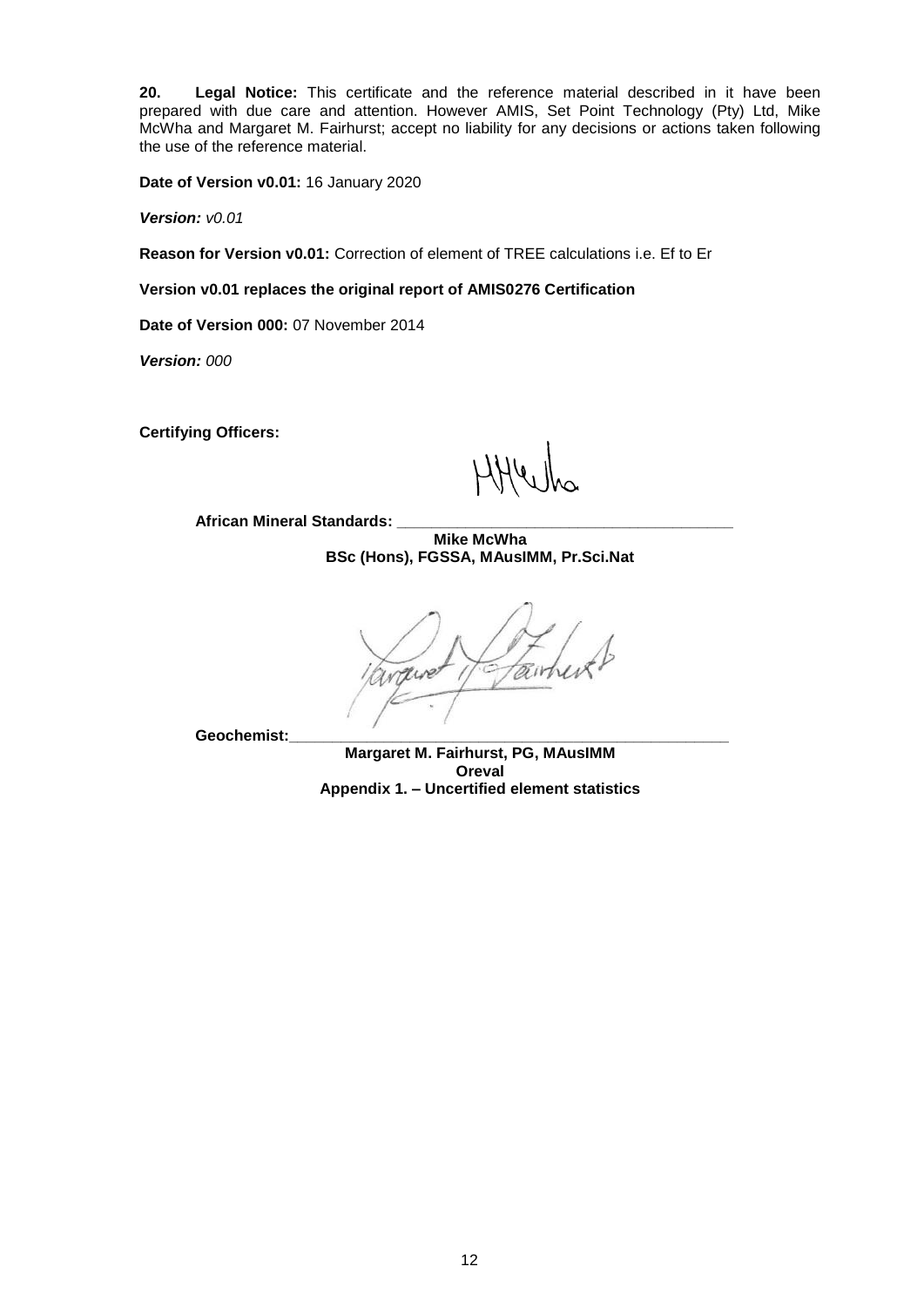**20. Legal Notice:** This certificate and the reference material described in it have been prepared with due care and attention. However AMIS, Set Point Technology (Pty) Ltd, Mike McWha and Margaret M. Fairhurst; accept no liability for any decisions or actions taken following the use of the reference material.

**Date of Version v0.01:** 16 January 2020

***Version:*** *v0.01*

**Reason for Version v0.01:** Correction of element of TREE calculations i.e. Ef to Er

**Version v0.01 replaces the original report of AMIS0276 Certification**

**Date of Version 000:** 07 November 2014

***Version:*** *000*

**Certifying Officers:**

**African Mineral Standards: \_\_\_\_\_\_\_\_\_\_\_\_\_\_\_\_\_\_\_\_\_\_\_\_\_\_\_\_\_\_\_\_\_\_\_\_\_\_\_\_**

**Mike McWha**
**BSc (Hons), FGSSA, MAusIMM, Pr.Sci.Nat**

**Geochemist:\_\_\_\_\_\_\_\_\_\_\_\_\_\_\_\_\_\_\_\_\_\_\_\_\_\_\_\_\_\_\_\_\_\_\_\_\_\_\_\_\_\_\_\_\_\_\_\_\_\_**

**Margaret M. Fairhurst, PG, MAusIMM**
**Oreval**

**Appendix 1. – Uncertified element statistics**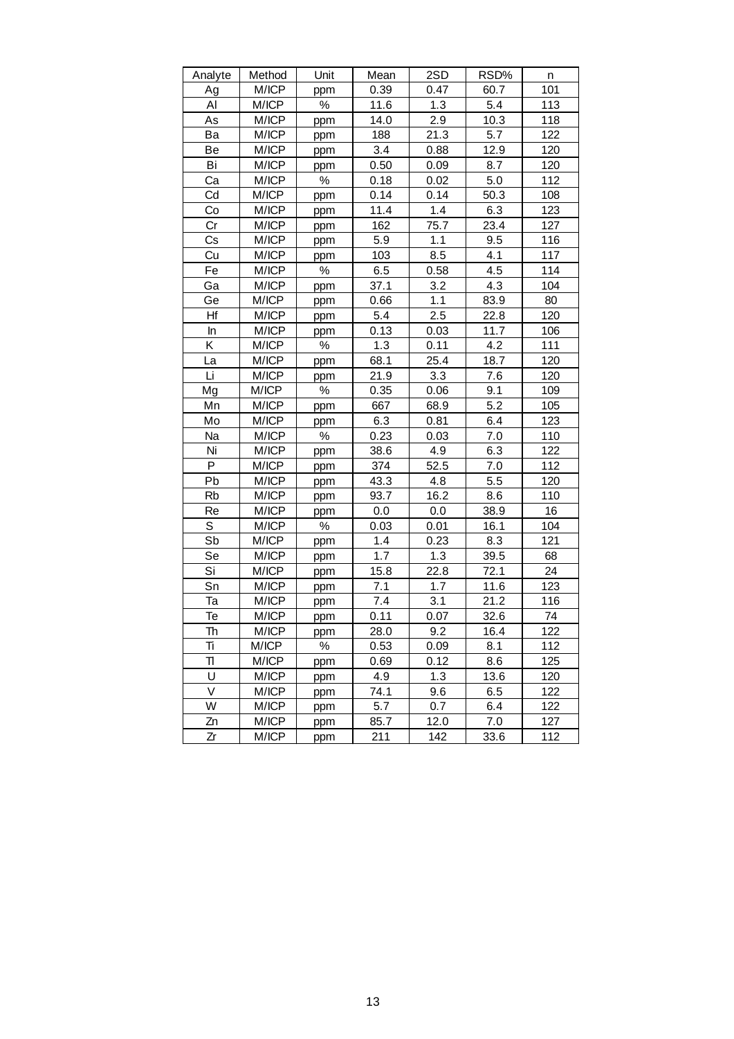| Analyte | Method | Unit | Mean | 2SD | RSD% | n |
|---|---|---|---|---|---|---|
| Ag | M/ICP | ppm | 0.39 | 0.47 | 60.7 | 101 |
| Al | M/ICP | % | 11.6 | 1.3 | 5.4 | 113 |
| As | M/ICP | ppm | 14.0 | 2.9 | 10.3 | 118 |
| Ba | M/ICP | ppm | 188 | 21.3 | 5.7 | 122 |
| Be | M/ICP | ppm | 3.4 | 0.88 | 12.9 | 120 |
| Bi | M/ICP | ppm | 0.50 | 0.09 | 8.7 | 120 |
| Ca | M/ICP | % | 0.18 | 0.02 | 5.0 | 112 |
| Cd | M/ICP | ppm | 0.14 | 0.14 | 50.3 | 108 |
| Co | M/ICP | ppm | 11.4 | 1.4 | 6.3 | 123 |
| Cr | M/ICP | ppm | 162 | 75.7 | 23.4 | 127 |
| Cs | M/ICP | ppm | 5.9 | 1.1 | 9.5 | 116 |
| Cu | M/ICP | ppm | 103 | 8.5 | 4.1 | 117 |
| Fe | M/ICP | % | 6.5 | 0.58 | 4.5 | 114 |
| Ga | M/ICP | ppm | 37.1 | 3.2 | 4.3 | 104 |
| Ge | M/ICP | ppm | 0.66 | 1.1 | 83.9 | 80 |
| Hf | M/ICP | ppm | 5.4 | 2.5 | 22.8 | 120 |
| In | M/ICP | ppm | 0.13 | 0.03 | 11.7 | 106 |
| K | M/ICP | % | 1.3 | 0.11 | 4.2 | 111 |
| La | M/ICP | ppm | 68.1 | 25.4 | 18.7 | 120 |
| Li | M/ICP | ppm | 21.9 | 3.3 | 7.6 | 120 |
| Mg | M/ICP | % | 0.35 | 0.06 | 9.1 | 109 |
| Mn | M/ICP | ppm | 667 | 68.9 | 5.2 | 105 |
| Mo | M/ICP | ppm | 6.3 | 0.81 | 6.4 | 123 |
| Na | M/ICP | % | 0.23 | 0.03 | 7.0 | 110 |
| Ni | M/ICP | ppm | 38.6 | 4.9 | 6.3 | 122 |
| P | M/ICP | ppm | 374 | 52.5 | 7.0 | 112 |
| Pb | M/ICP | ppm | 43.3 | 4.8 | 5.5 | 120 |
| Rb | M/ICP | ppm | 93.7 | 16.2 | 8.6 | 110 |
| Re | M/ICP | ppm | 0.0 | 0.0 | 38.9 | 16 |
| S | M/ICP | % | 0.03 | 0.01 | 16.1 | 104 |
| Sb | M/ICP | ppm | 1.4 | 0.23 | 8.3 | 121 |
| Se | M/ICP | ppm | 1.7 | 1.3 | 39.5 | 68 |
| Si | M/ICP | ppm | 15.8 | 22.8 | 72.1 | 24 |
| Sn | M/ICP | ppm | 7.1 | 1.7 | 11.6 | 123 |
| Ta | M/ICP | ppm | 7.4 | 3.1 | 21.2 | 116 |
| Te | M/ICP | ppm | 0.11 | 0.07 | 32.6 | 74 |
| Th | M/ICP | ppm | 28.0 | 9.2 | 16.4 | 122 |
| Ti | M/ICP | % | 0.53 | 0.09 | 8.1 | 112 |
| Tl | M/ICP | ppm | 0.69 | 0.12 | 8.6 | 125 |
| U | M/ICP | ppm | 4.9 | 1.3 | 13.6 | 120 |
| V | M/ICP | ppm | 74.1 | 9.6 | 6.5 | 122 |
| W | M/ICP | ppm | 5.7 | 0.7 | 6.4 | 122 |
| Zn | M/ICP | ppm | 85.7 | 12.0 | 7.0 | 127 |
| Zr | M/ICP | ppm | 211 | 142 | 33.6 | 112 |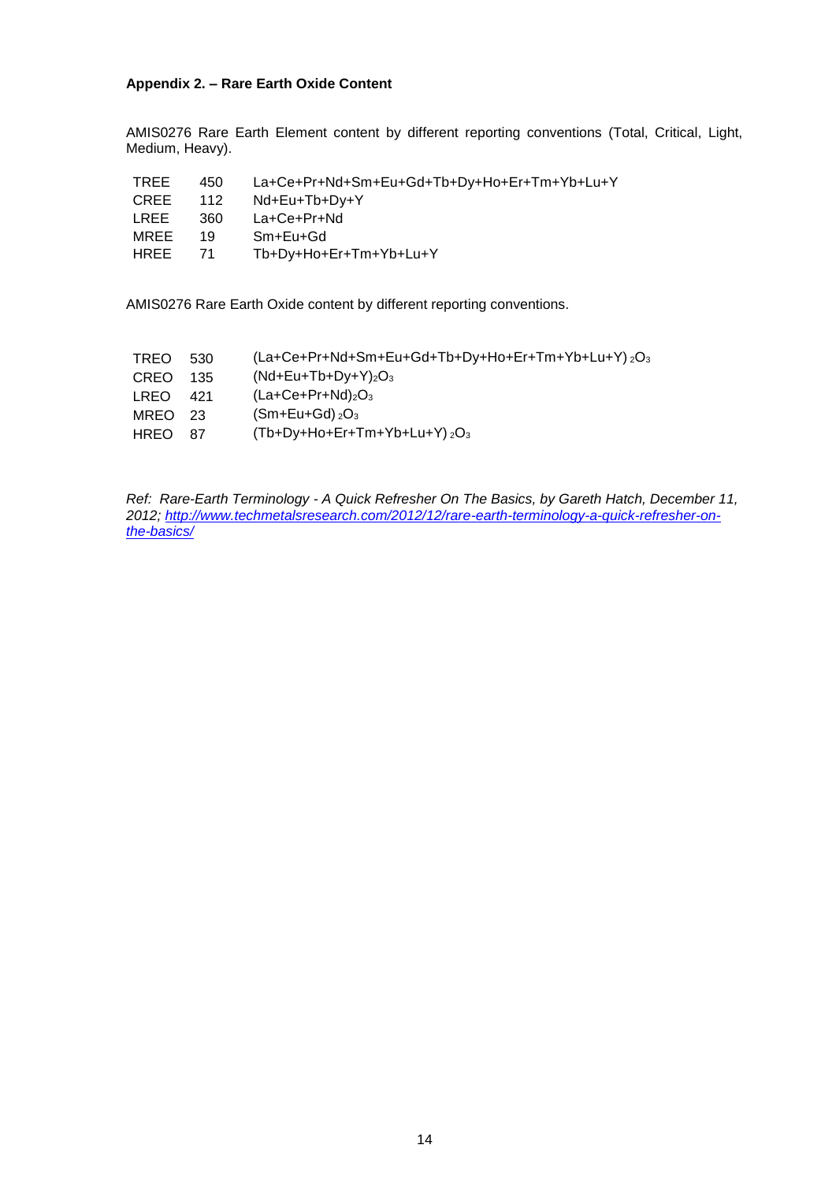#### Appendix 2. – Rare Earth Oxide Content

AMIS0276 Rare Earth Element content by different reporting conventions (Total, Critical, Light, Medium, Heavy).

| | | |
|---|---|---|
| TREE | 450 | La+Ce+Pr+Nd+Sm+Eu+Gd+Tb+Dy+Ho+Er+Tm+Yb+Lu+Y |
| CREE | 112 | Nd+Eu+Tb+Dy+Y |
| LREE | 360 | La+Ce+Pr+Nd |
| MREE | 19 | Sm+Eu+Gd |
| HREE | 71 | Tb+Dy+Ho+Er+Tm+Yb+Lu+Y |

AMIS0276 Rare Earth Oxide content by different reporting conventions.

| | | |
|---|---|---|
| TREO | 530 | $(La+Ce+Pr+Nd+Sm+Eu+Gd+Tb+Dy+Ho+Er+Tm+Yb+Lu+Y)_2O_3$ |
| CREO | 135 | $(Nd+Eu+Tb+Dy+Y)_2O_3$ |
| LREO | 421 | $(La+Ce+Pr+Nd)_2O_3$ |
| MREO | 23 | $(Sm+Eu+Gd)_2O_3$ |
| HREO | 87 | $(Tb+Dy+Ho+Er+Tm+Yb+Lu+Y)_2O_3$ |

*Ref: Rare-Earth Terminology - A Quick Refresher On The Basics, by Gareth Hatch, December 11, 2012; http://www.techmetalsresearch.com/2012/12/rare-earth-terminology-a-quick-refresher-on-the-basics/*